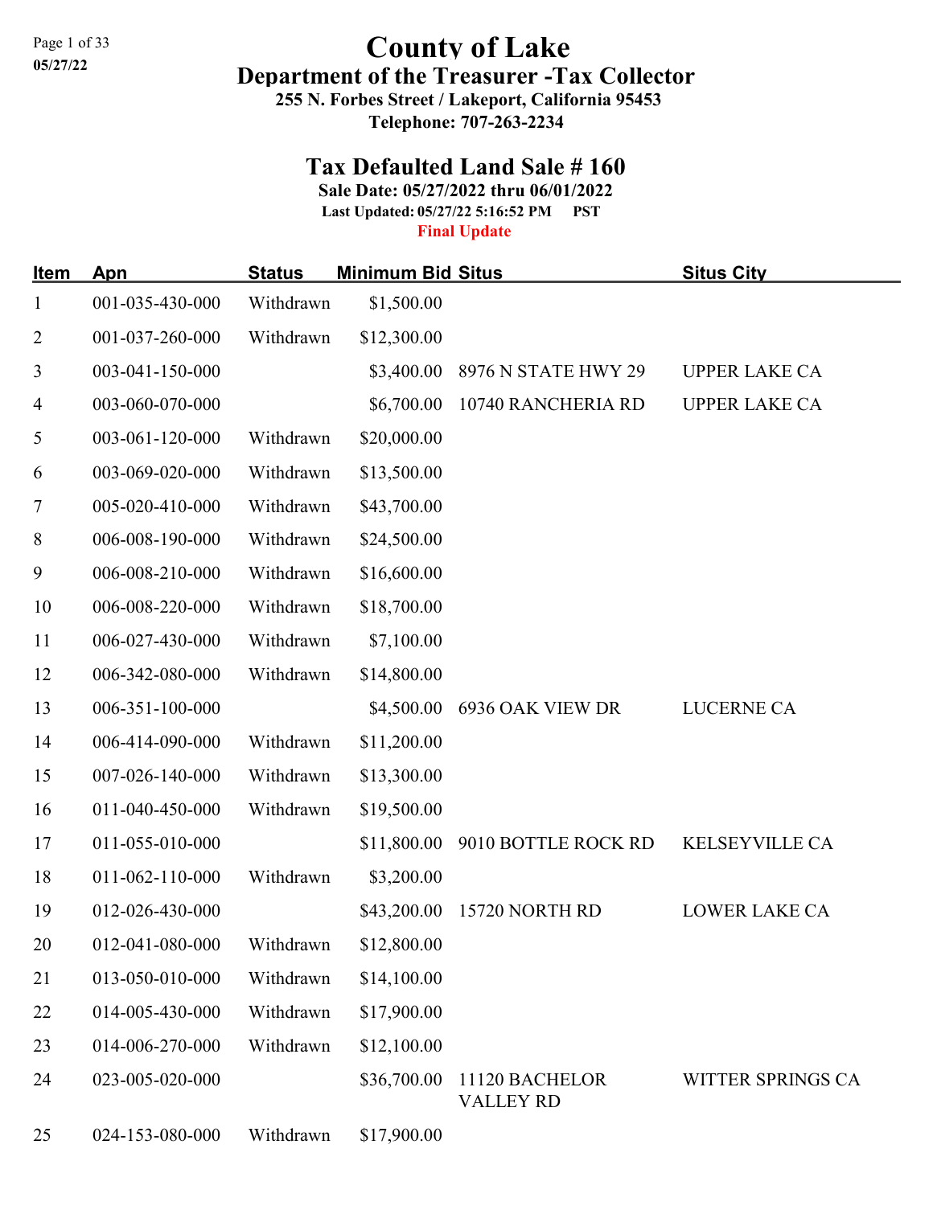# County of Lake

## Department of the Treasurer -Tax Collector

**255 N. Forbes Street / Lakeport, California 95453**

**Telephone: 707-263-2234**

## Tax Defaulted Land Sale # 160

**Sale Date: 05/27/2022 thru 06/01/2022**

**Last Updated: 05/27/22 5:16:52 PM PST**

**Final Update**

| Item | Apn | Status | Minimum Bid | Situs | Situs City |
|---|---|---|---|---|---|
| 1 | 001-035-430-000 | Withdrawn | $1,500.00 | | |
| 2 | 001-037-260-000 | Withdrawn | $12,300.00 | | |
| 3 | 003-041-150-000 | | $3,400.00 | 8976 N STATE HWY 29 | UPPER LAKE CA |
| 4 | 003-060-070-000 | | $6,700.00 | 10740 RANCHERIA RD | UPPER LAKE CA |
| 5 | 003-061-120-000 | Withdrawn | $20,000.00 | | |
| 6 | 003-069-020-000 | Withdrawn | $13,500.00 | | |
| 7 | 005-020-410-000 | Withdrawn | $43,700.00 | | |
| 8 | 006-008-190-000 | Withdrawn | $24,500.00 | | |
| 9 | 006-008-210-000 | Withdrawn | $16,600.00 | | |
| 10 | 006-008-220-000 | Withdrawn | $18,700.00 | | |
| 11 | 006-027-430-000 | Withdrawn | $7,100.00 | | |
| 12 | 006-342-080-000 | Withdrawn | $14,800.00 | | |
| 13 | 006-351-100-000 | | $4,500.00 | 6936 OAK VIEW DR | LUCERNE CA |
| 14 | 006-414-090-000 | Withdrawn | $11,200.00 | | |
| 15 | 007-026-140-000 | Withdrawn | $13,300.00 | | |
| 16 | 011-040-450-000 | Withdrawn | $19,500.00 | | |
| 17 | 011-055-010-000 | | $11,800.00 | 9010 BOTTLE ROCK RD | KELSEYVILLE CA |
| 18 | 011-062-110-000 | Withdrawn | $3,200.00 | | |
| 19 | 012-026-430-000 | | $43,200.00 | 15720 NORTH RD | LOWER LAKE CA |
| 20 | 012-041-080-000 | Withdrawn | $12,800.00 | | |
| 21 | 013-050-010-000 | Withdrawn | $14,100.00 | | |
| 22 | 014-005-430-000 | Withdrawn | $17,900.00 | | |
| 23 | 014-006-270-000 | Withdrawn | $12,100.00 | | |
| 24 | 023-005-020-000 | | $36,700.00 | 11120 BACHELOR VALLEY RD | WITTER SPRINGS CA |
| 25 | 024-153-080-000 | Withdrawn | $17,900.00 | | |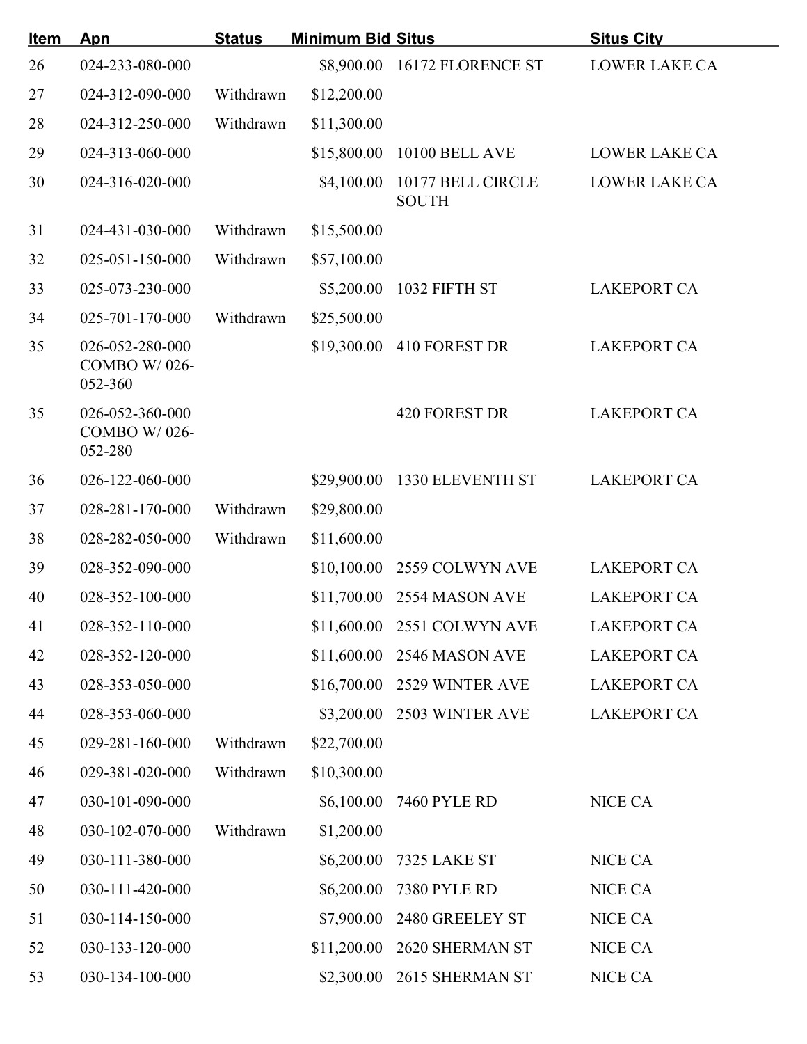| Item | Apn | Status | Minimum Bid | Situs | Situs City |
|---|---|---|---|---|---|
| 26 | 024-233-080-000 | | $8,900.00 | 16172 FLORENCE ST | LOWER LAKE CA |
| 27 | 024-312-090-000 | Withdrawn | $12,200.00 | | |
| 28 | 024-312-250-000 | Withdrawn | $11,300.00 | | |
| 29 | 024-313-060-000 | | $15,800.00 | 10100 BELL AVE | LOWER LAKE CA |
| 30 | 024-316-020-000 | | $4,100.00 | 10177 BELL CIRCLE SOUTH | LOWER LAKE CA |
| 31 | 024-431-030-000 | Withdrawn | $15,500.00 | | |
| 32 | 025-051-150-000 | Withdrawn | $57,100.00 | | |
| 33 | 025-073-230-000 | | $5,200.00 | 1032 FIFTH ST | LAKEPORT CA |
| 34 | 025-701-170-000 | Withdrawn | $25,500.00 | | |
| 35 | 026-052-280-000 COMBO W/ 026-052-360 | | $19,300.00 | 410 FOREST DR | LAKEPORT CA |
| 35 | 026-052-360-000 COMBO W/ 026-052-280 | | | 420 FOREST DR | LAKEPORT CA |
| 36 | 026-122-060-000 | | $29,900.00 | 1330 ELEVENTH ST | LAKEPORT CA |
| 37 | 028-281-170-000 | Withdrawn | $29,800.00 | | |
| 38 | 028-282-050-000 | Withdrawn | $11,600.00 | | |
| 39 | 028-352-090-000 | | $10,100.00 | 2559 COLWYN AVE | LAKEPORT CA |
| 40 | 028-352-100-000 | | $11,700.00 | 2554 MASON AVE | LAKEPORT CA |
| 41 | 028-352-110-000 | | $11,600.00 | 2551 COLWYN AVE | LAKEPORT CA |
| 42 | 028-352-120-000 | | $11,600.00 | 2546 MASON AVE | LAKEPORT CA |
| 43 | 028-353-050-000 | | $16,700.00 | 2529 WINTER AVE | LAKEPORT CA |
| 44 | 028-353-060-000 | | $3,200.00 | 2503 WINTER AVE | LAKEPORT CA |
| 45 | 029-281-160-000 | Withdrawn | $22,700.00 | | |
| 46 | 029-381-020-000 | Withdrawn | $10,300.00 | | |
| 47 | 030-101-090-000 | | $6,100.00 | 7460 PYLE RD | NICE CA |
| 48 | 030-102-070-000 | Withdrawn | $1,200.00 | | |
| 49 | 030-111-380-000 | | $6,200.00 | 7325 LAKE ST | NICE CA |
| 50 | 030-111-420-000 | | $6,200.00 | 7380 PYLE RD | NICE CA |
| 51 | 030-114-150-000 | | $7,900.00 | 2480 GREELEY ST | NICE CA |
| 52 | 030-133-120-000 | | $11,200.00 | 2620 SHERMAN ST | NICE CA |
| 53 | 030-134-100-000 | | $2,300.00 | 2615 SHERMAN ST | NICE CA |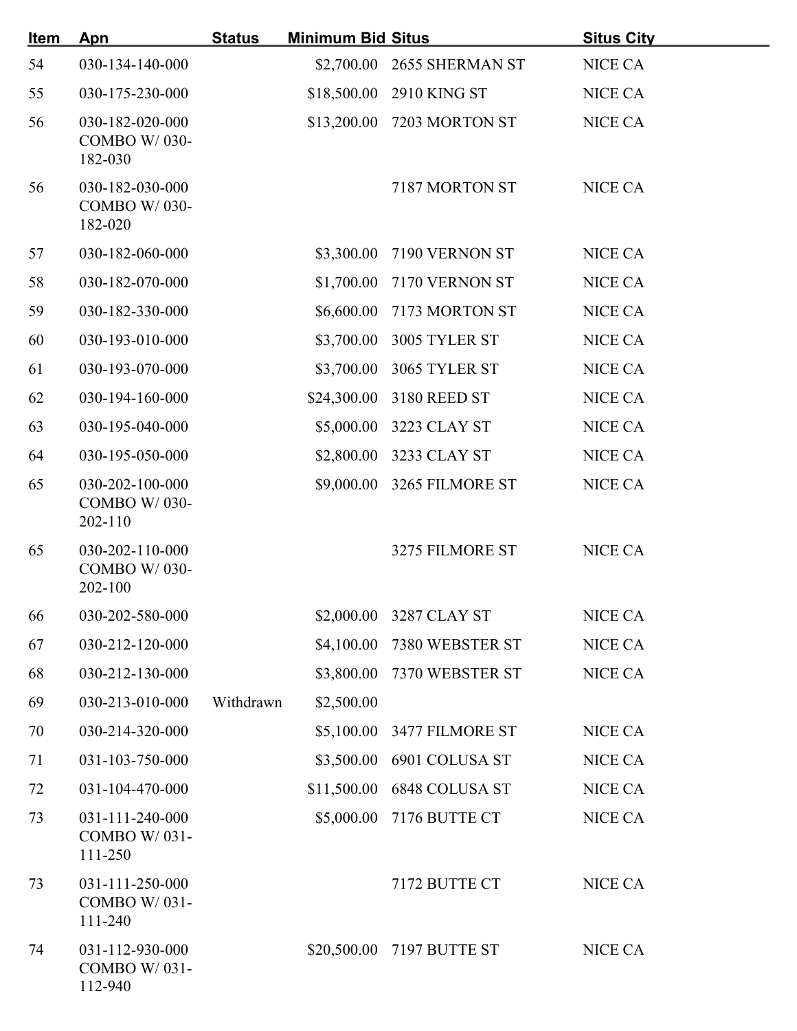| Item | Apn | Status | Minimum Bid | Situs | Situs City |
|---|---|---|---|---|---|
| 54 | 030-134-140-000 | | $2,700.00 | 2655 SHERMAN ST | NICE CA |
| 55 | 030-175-230-000 | | $18,500.00 | 2910 KING ST | NICE CA |
| 56 | 030-182-020-000 COMBO W/ 030-182-030 | | $13,200.00 | 7203 MORTON ST | NICE CA |
| 56 | 030-182-030-000 COMBO W/ 030-182-020 | | | 7187 MORTON ST | NICE CA |
| 57 | 030-182-060-000 | | $3,300.00 | 7190 VERNON ST | NICE CA |
| 58 | 030-182-070-000 | | $1,700.00 | 7170 VERNON ST | NICE CA |
| 59 | 030-182-330-000 | | $6,600.00 | 7173 MORTON ST | NICE CA |
| 60 | 030-193-010-000 | | $3,700.00 | 3005 TYLER ST | NICE CA |
| 61 | 030-193-070-000 | | $3,700.00 | 3065 TYLER ST | NICE CA |
| 62 | 030-194-160-000 | | $24,300.00 | 3180 REED ST | NICE CA |
| 63 | 030-195-040-000 | | $5,000.00 | 3223 CLAY ST | NICE CA |
| 64 | 030-195-050-000 | | $2,800.00 | 3233 CLAY ST | NICE CA |
| 65 | 030-202-100-000 COMBO W/ 030-202-110 | | $9,000.00 | 3265 FILMORE ST | NICE CA |
| 65 | 030-202-110-000 COMBO W/ 030-202-100 | | | 3275 FILMORE ST | NICE CA |
| 66 | 030-202-580-000 | | $2,000.00 | 3287 CLAY ST | NICE CA |
| 67 | 030-212-120-000 | | $4,100.00 | 7380 WEBSTER ST | NICE CA |
| 68 | 030-212-130-000 | | $3,800.00 | 7370 WEBSTER ST | NICE CA |
| 69 | 030-213-010-000 | Withdrawn | $2,500.00 | | |
| 70 | 030-214-320-000 | | $5,100.00 | 3477 FILMORE ST | NICE CA |
| 71 | 031-103-750-000 | | $3,500.00 | 6901 COLUSA ST | NICE CA |
| 72 | 031-104-470-000 | | $11,500.00 | 6848 COLUSA ST | NICE CA |
| 73 | 031-111-240-000 COMBO W/ 031-111-250 | | $5,000.00 | 7176 BUTTE CT | NICE CA |
| 73 | 031-111-250-000 COMBO W/ 031-111-240 | | | 7172 BUTTE CT | NICE CA |
| 74 | 031-112-930-000 COMBO W/ 031-112-940 | | $20,500.00 | 7197 BUTTE ST | NICE CA |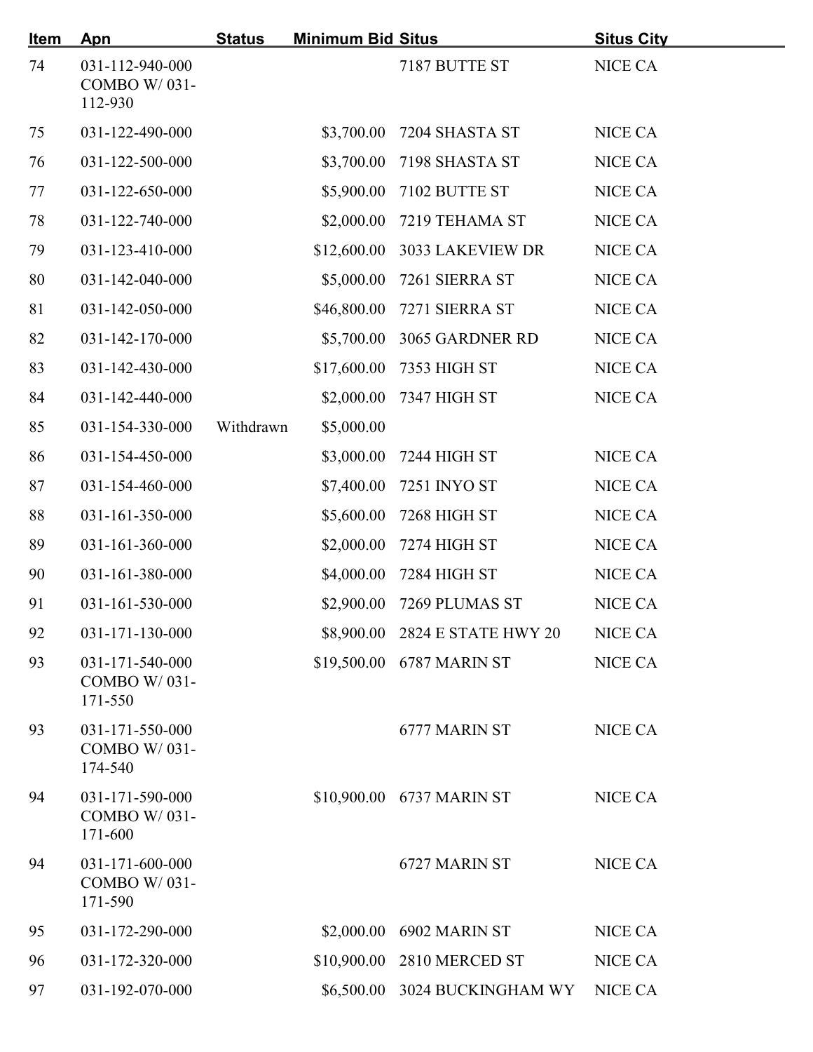| Item | Apn | Status | Minimum Bid | Situs | Situs City |
|---|---|---|---|---|---|
| 74 | 031-112-940-000 COMBO W/ 031-112-930 | | | 7187 BUTTE ST | NICE CA |
| 75 | 031-122-490-000 | | $3,700.00 | 7204 SHASTA ST | NICE CA |
| 76 | 031-122-500-000 | | $3,700.00 | 7198 SHASTA ST | NICE CA |
| 77 | 031-122-650-000 | | $5,900.00 | 7102 BUTTE ST | NICE CA |
| 78 | 031-122-740-000 | | $2,000.00 | 7219 TEHAMA ST | NICE CA |
| 79 | 031-123-410-000 | | $12,600.00 | 3033 LAKEVIEW DR | NICE CA |
| 80 | 031-142-040-000 | | $5,000.00 | 7261 SIERRA ST | NICE CA |
| 81 | 031-142-050-000 | | $46,800.00 | 7271 SIERRA ST | NICE CA |
| 82 | 031-142-170-000 | | $5,700.00 | 3065 GARDNER RD | NICE CA |
| 83 | 031-142-430-000 | | $17,600.00 | 7353 HIGH ST | NICE CA |
| 84 | 031-142-440-000 | | $2,000.00 | 7347 HIGH ST | NICE CA |
| 85 | 031-154-330-000 | Withdrawn | $5,000.00 | | |
| 86 | 031-154-450-000 | | $3,000.00 | 7244 HIGH ST | NICE CA |
| 87 | 031-154-460-000 | | $7,400.00 | 7251 INYO ST | NICE CA |
| 88 | 031-161-350-000 | | $5,600.00 | 7268 HIGH ST | NICE CA |
| 89 | 031-161-360-000 | | $2,000.00 | 7274 HIGH ST | NICE CA |
| 90 | 031-161-380-000 | | $4,000.00 | 7284 HIGH ST | NICE CA |
| 91 | 031-161-530-000 | | $2,900.00 | 7269 PLUMAS ST | NICE CA |
| 92 | 031-171-130-000 | | $8,900.00 | 2824 E STATE HWY 20 | NICE CA |
| 93 | 031-171-540-000 COMBO W/ 031-171-550 | | $19,500.00 | 6787 MARIN ST | NICE CA |
| 93 | 031-171-550-000 COMBO W/ 031-174-540 | | | 6777 MARIN ST | NICE CA |
| 94 | 031-171-590-000 COMBO W/ 031-171-600 | | $10,900.00 | 6737 MARIN ST | NICE CA |
| 94 | 031-171-600-000 COMBO W/ 031-171-590 | | | 6727 MARIN ST | NICE CA |
| 95 | 031-172-290-000 | | $2,000.00 | 6902 MARIN ST | NICE CA |
| 96 | 031-172-320-000 | | $10,900.00 | 2810 MERCED ST | NICE CA |
| 97 | 031-192-070-000 | | $6,500.00 | 3024 BUCKINGHAM WY | NICE CA |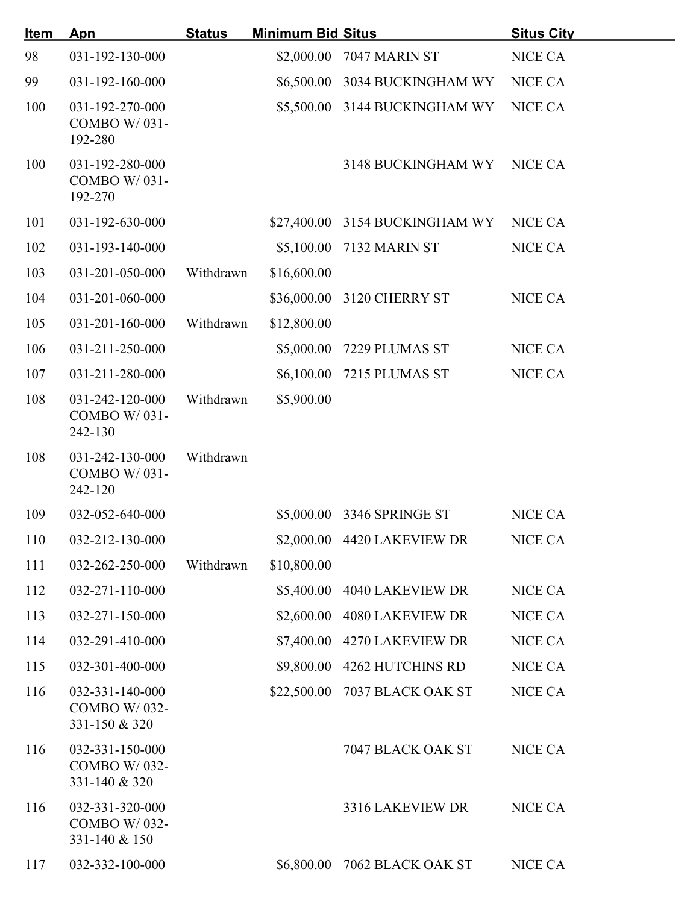| Item | Apn | Status | Minimum Bid | Situs | Situs City |
|---|---|---|---|---|---|
| 98 | 031-192-130-000 | | $2,000.00 | 7047 MARIN ST | NICE CA |
| 99 | 031-192-160-000 | | $6,500.00 | 3034 BUCKINGHAM WY | NICE CA |
| 100 | 031-192-270-000 COMBO W/ 031-192-280 | | $5,500.00 | 3144 BUCKINGHAM WY | NICE CA |
| 100 | 031-192-280-000 COMBO W/ 031-192-270 | | | 3148 BUCKINGHAM WY | NICE CA |
| 101 | 031-192-630-000 | | $27,400.00 | 3154 BUCKINGHAM WY | NICE CA |
| 102 | 031-193-140-000 | | $5,100.00 | 7132 MARIN ST | NICE CA |
| 103 | 031-201-050-000 | Withdrawn | $16,600.00 | | |
| 104 | 031-201-060-000 | | $36,000.00 | 3120 CHERRY ST | NICE CA |
| 105 | 031-201-160-000 | Withdrawn | $12,800.00 | | |
| 106 | 031-211-250-000 | | $5,000.00 | 7229 PLUMAS ST | NICE CA |
| 107 | 031-211-280-000 | | $6,100.00 | 7215 PLUMAS ST | NICE CA |
| 108 | 031-242-120-000 COMBO W/ 031-242-130 | Withdrawn | $5,900.00 | | |
| 108 | 031-242-130-000 COMBO W/ 031-242-120 | Withdrawn | | | |
| 109 | 032-052-640-000 | | $5,000.00 | 3346 SPRINGE ST | NICE CA |
| 110 | 032-212-130-000 | | $2,000.00 | 4420 LAKEVIEW DR | NICE CA |
| 111 | 032-262-250-000 | Withdrawn | $10,800.00 | | |
| 112 | 032-271-110-000 | | $5,400.00 | 4040 LAKEVIEW DR | NICE CA |
| 113 | 032-271-150-000 | | $2,600.00 | 4080 LAKEVIEW DR | NICE CA |
| 114 | 032-291-410-000 | | $7,400.00 | 4270 LAKEVIEW DR | NICE CA |
| 115 | 032-301-400-000 | | $9,800.00 | 4262 HUTCHINS RD | NICE CA |
| 116 | 032-331-140-000 COMBO W/ 032-331-150 & 320 | | $22,500.00 | 7037 BLACK OAK ST | NICE CA |
| 116 | 032-331-150-000 COMBO W/ 032-331-140 & 320 | | | 7047 BLACK OAK ST | NICE CA |
| 116 | 032-331-320-000 COMBO W/ 032-331-140 & 150 | | | 3316 LAKEVIEW DR | NICE CA |
| 117 | 032-332-100-000 | | $6,800.00 | 7062 BLACK OAK ST | NICE CA |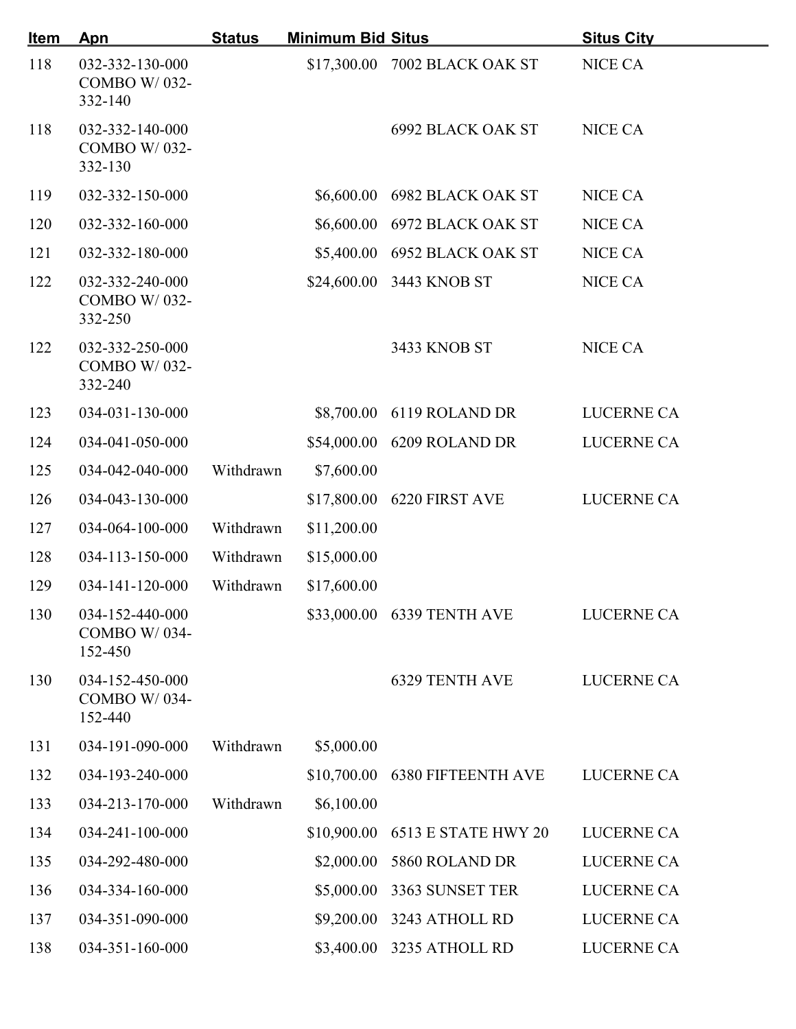| Item | Apn | Status | Minimum Bid | Situs | Situs City |
|---|---|---|---|---|---|
| 118 | 032-332-130-000 COMBO W/ 032-332-140 | | $17,300.00 | 7002 BLACK OAK ST | NICE CA |
| 118 | 032-332-140-000 COMBO W/ 032-332-130 | | | 6992 BLACK OAK ST | NICE CA |
| 119 | 032-332-150-000 | | $6,600.00 | 6982 BLACK OAK ST | NICE CA |
| 120 | 032-332-160-000 | | $6,600.00 | 6972 BLACK OAK ST | NICE CA |
| 121 | 032-332-180-000 | | $5,400.00 | 6952 BLACK OAK ST | NICE CA |
| 122 | 032-332-240-000 COMBO W/ 032-332-250 | | $24,600.00 | 3443 KNOB ST | NICE CA |
| 122 | 032-332-250-000 COMBO W/ 032-332-240 | | | 3433 KNOB ST | NICE CA |
| 123 | 034-031-130-000 | | $8,700.00 | 6119 ROLAND DR | LUCERNE CA |
| 124 | 034-041-050-000 | | $54,000.00 | 6209 ROLAND DR | LUCERNE CA |
| 125 | 034-042-040-000 | Withdrawn | $7,600.00 | | |
| 126 | 034-043-130-000 | | $17,800.00 | 6220 FIRST AVE | LUCERNE CA |
| 127 | 034-064-100-000 | Withdrawn | $11,200.00 | | |
| 128 | 034-113-150-000 | Withdrawn | $15,000.00 | | |
| 129 | 034-141-120-000 | Withdrawn | $17,600.00 | | |
| 130 | 034-152-440-000 COMBO W/ 034-152-450 | | $33,000.00 | 6339 TENTH AVE | LUCERNE CA |
| 130 | 034-152-450-000 COMBO W/ 034-152-440 | | | 6329 TENTH AVE | LUCERNE CA |
| 131 | 034-191-090-000 | Withdrawn | $5,000.00 | | |
| 132 | 034-193-240-000 | | $10,700.00 | 6380 FIFTEENTH AVE | LUCERNE CA |
| 133 | 034-213-170-000 | Withdrawn | $6,100.00 | | |
| 134 | 034-241-100-000 | | $10,900.00 | 6513 E STATE HWY 20 | LUCERNE CA |
| 135 | 034-292-480-000 | | $2,000.00 | 5860 ROLAND DR | LUCERNE CA |
| 136 | 034-334-160-000 | | $5,000.00 | 3363 SUNSET TER | LUCERNE CA |
| 137 | 034-351-090-000 | | $9,200.00 | 3243 ATHOLL RD | LUCERNE CA |
| 138 | 034-351-160-000 | | $3,400.00 | 3235 ATHOLL RD | LUCERNE CA |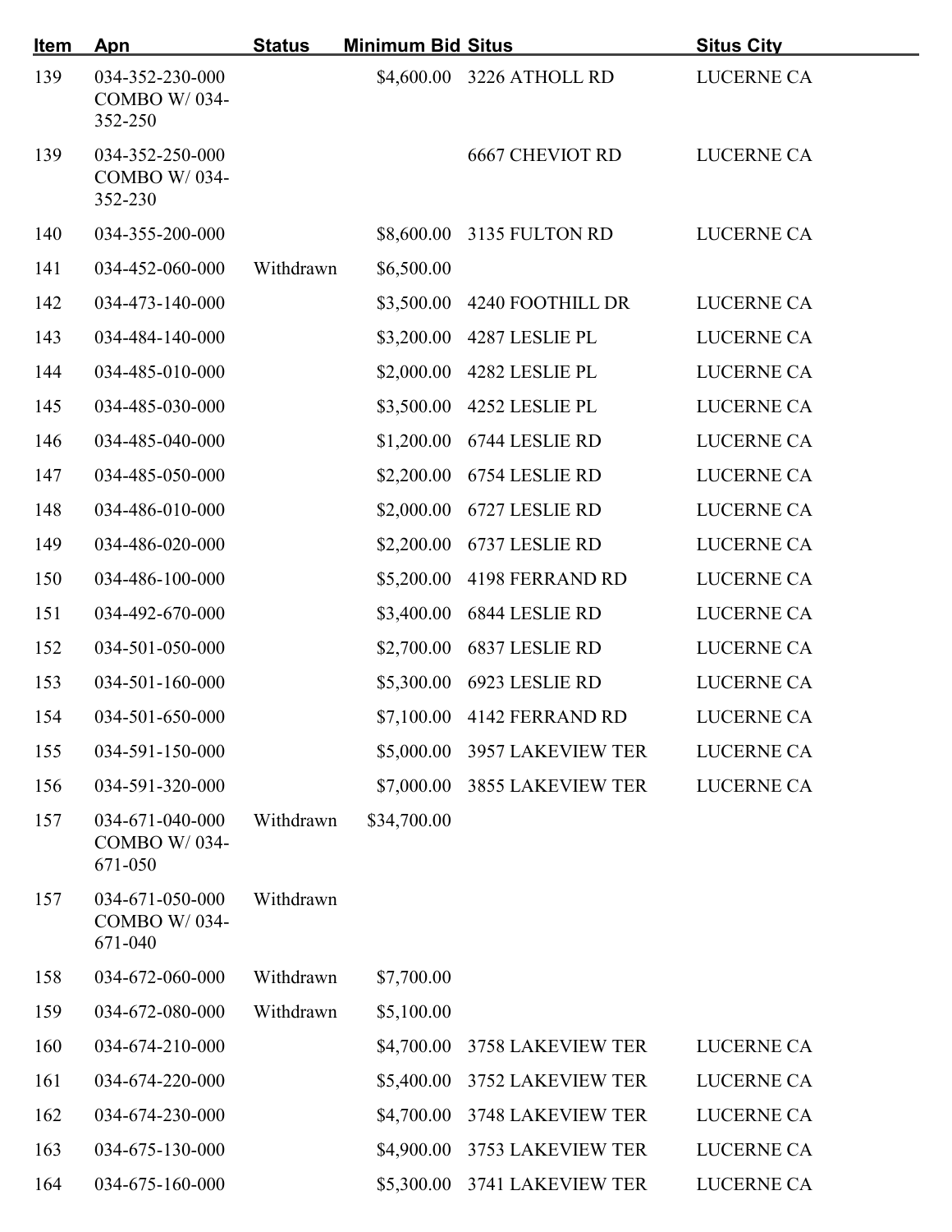| Item | Apn | Status | Minimum Bid | Situs | Situs City |
|---|---|---|---|---|---|
| 139 | 034-352-230-000 COMBO W/ 034-352-250 | | $4,600.00 | 3226 ATHOLL RD | LUCERNE CA |
| 139 | 034-352-250-000 COMBO W/ 034-352-230 | | | 6667 CHEVIOT RD | LUCERNE CA |
| 140 | 034-355-200-000 | | $8,600.00 | 3135 FULTON RD | LUCERNE CA |
| 141 | 034-452-060-000 | Withdrawn | $6,500.00 | | |
| 142 | 034-473-140-000 | | $3,500.00 | 4240 FOOTHILL DR | LUCERNE CA |
| 143 | 034-484-140-000 | | $3,200.00 | 4287 LESLIE PL | LUCERNE CA |
| 144 | 034-485-010-000 | | $2,000.00 | 4282 LESLIE PL | LUCERNE CA |
| 145 | 034-485-030-000 | | $3,500.00 | 4252 LESLIE PL | LUCERNE CA |
| 146 | 034-485-040-000 | | $1,200.00 | 6744 LESLIE RD | LUCERNE CA |
| 147 | 034-485-050-000 | | $2,200.00 | 6754 LESLIE RD | LUCERNE CA |
| 148 | 034-486-010-000 | | $2,000.00 | 6727 LESLIE RD | LUCERNE CA |
| 149 | 034-486-020-000 | | $2,200.00 | 6737 LESLIE RD | LUCERNE CA |
| 150 | 034-486-100-000 | | $5,200.00 | 4198 FERRAND RD | LUCERNE CA |
| 151 | 034-492-670-000 | | $3,400.00 | 6844 LESLIE RD | LUCERNE CA |
| 152 | 034-501-050-000 | | $2,700.00 | 6837 LESLIE RD | LUCERNE CA |
| 153 | 034-501-160-000 | | $5,300.00 | 6923 LESLIE RD | LUCERNE CA |
| 154 | 034-501-650-000 | | $7,100.00 | 4142 FERRAND RD | LUCERNE CA |
| 155 | 034-591-150-000 | | $5,000.00 | 3957 LAKEVIEW TER | LUCERNE CA |
| 156 | 034-591-320-000 | | $7,000.00 | 3855 LAKEVIEW TER | LUCERNE CA |
| 157 | 034-671-040-000 COMBO W/ 034-671-050 | Withdrawn | $34,700.00 | | |
| 157 | 034-671-050-000 COMBO W/ 034-671-040 | Withdrawn | | | |
| 158 | 034-672-060-000 | Withdrawn | $7,700.00 | | |
| 159 | 034-672-080-000 | Withdrawn | $5,100.00 | | |
| 160 | 034-674-210-000 | | $4,700.00 | 3758 LAKEVIEW TER | LUCERNE CA |
| 161 | 034-674-220-000 | | $5,400.00 | 3752 LAKEVIEW TER | LUCERNE CA |
| 162 | 034-674-230-000 | | $4,700.00 | 3748 LAKEVIEW TER | LUCERNE CA |
| 163 | 034-675-130-000 | | $4,900.00 | 3753 LAKEVIEW TER | LUCERNE CA |
| 164 | 034-675-160-000 | | $5,300.00 | 3741 LAKEVIEW TER | LUCERNE CA |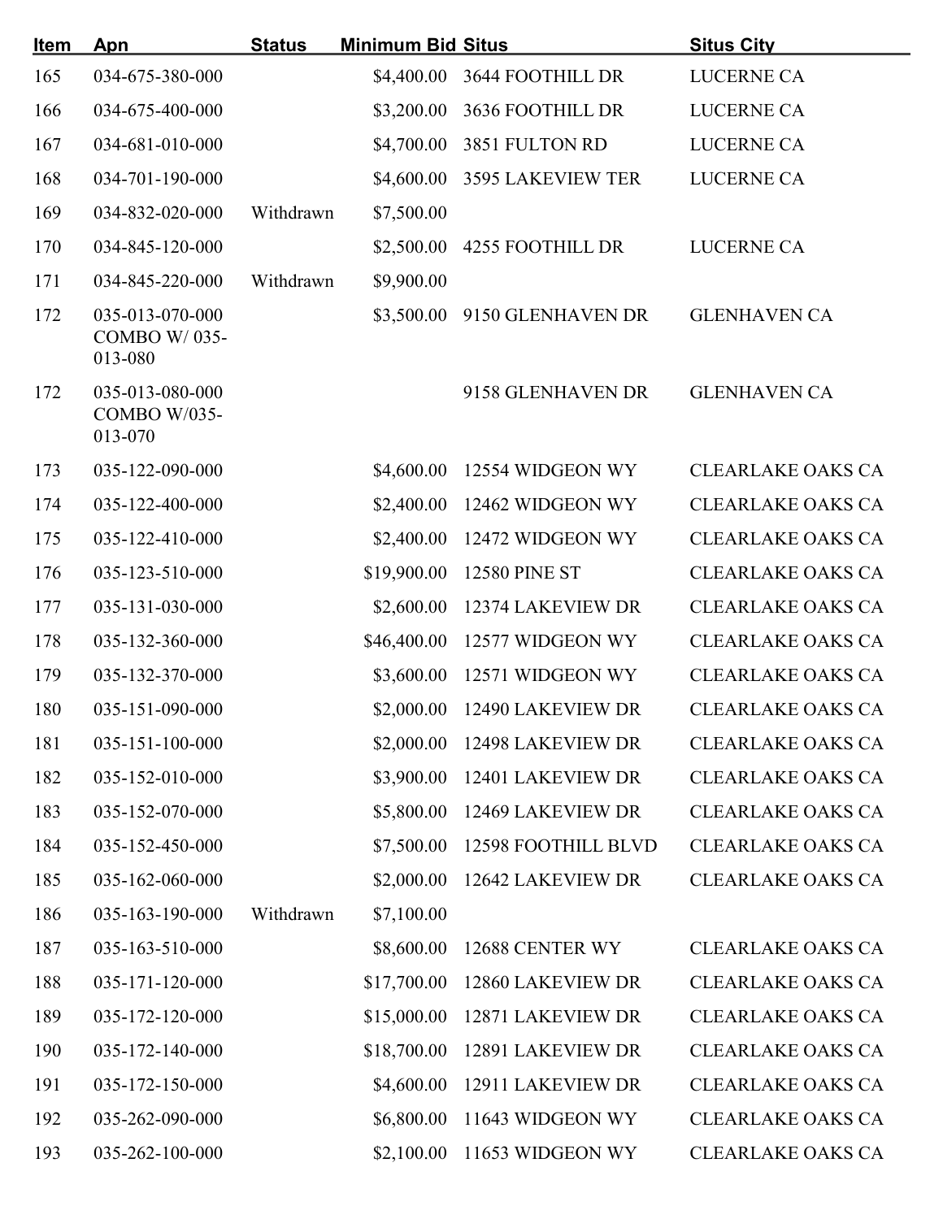| Item | Apn | Status | Minimum Bid | Situs | Situs City |
|---|---|---|---|---|---|
| 165 | 034-675-380-000 | | $4,400.00 | 3644 FOOTHILL DR | LUCERNE CA |
| 166 | 034-675-400-000 | | $3,200.00 | 3636 FOOTHILL DR | LUCERNE CA |
| 167 | 034-681-010-000 | | $4,700.00 | 3851 FULTON RD | LUCERNE CA |
| 168 | 034-701-190-000 | | $4,600.00 | 3595 LAKEVIEW TER | LUCERNE CA |
| 169 | 034-832-020-000 | Withdrawn | $7,500.00 | | |
| 170 | 034-845-120-000 | | $2,500.00 | 4255 FOOTHILL DR | LUCERNE CA |
| 171 | 034-845-220-000 | Withdrawn | $9,900.00 | | |
| 172 | 035-013-070-000 COMBO W/ 035-013-080 | | $3,500.00 | 9150 GLENHAVEN DR | GLENHAVEN CA |
| 172 | 035-013-080-000 COMBO W/035-013-070 | | | 9158 GLENHAVEN DR | GLENHAVEN CA |
| 173 | 035-122-090-000 | | $4,600.00 | 12554 WIDGEON WY | CLEARLAKE OAKS CA |
| 174 | 035-122-400-000 | | $2,400.00 | 12462 WIDGEON WY | CLEARLAKE OAKS CA |
| 175 | 035-122-410-000 | | $2,400.00 | 12472 WIDGEON WY | CLEARLAKE OAKS CA |
| 176 | 035-123-510-000 | | $19,900.00 | 12580 PINE ST | CLEARLAKE OAKS CA |
| 177 | 035-131-030-000 | | $2,600.00 | 12374 LAKEVIEW DR | CLEARLAKE OAKS CA |
| 178 | 035-132-360-000 | | $46,400.00 | 12577 WIDGEON WY | CLEARLAKE OAKS CA |
| 179 | 035-132-370-000 | | $3,600.00 | 12571 WIDGEON WY | CLEARLAKE OAKS CA |
| 180 | 035-151-090-000 | | $2,000.00 | 12490 LAKEVIEW DR | CLEARLAKE OAKS CA |
| 181 | 035-151-100-000 | | $2,000.00 | 12498 LAKEVIEW DR | CLEARLAKE OAKS CA |
| 182 | 035-152-010-000 | | $3,900.00 | 12401 LAKEVIEW DR | CLEARLAKE OAKS CA |
| 183 | 035-152-070-000 | | $5,800.00 | 12469 LAKEVIEW DR | CLEARLAKE OAKS CA |
| 184 | 035-152-450-000 | | $7,500.00 | 12598 FOOTHILL BLVD | CLEARLAKE OAKS CA |
| 185 | 035-162-060-000 | | $2,000.00 | 12642 LAKEVIEW DR | CLEARLAKE OAKS CA |
| 186 | 035-163-190-000 | Withdrawn | $7,100.00 | | |
| 187 | 035-163-510-000 | | $8,600.00 | 12688 CENTER WY | CLEARLAKE OAKS CA |
| 188 | 035-171-120-000 | | $17,700.00 | 12860 LAKEVIEW DR | CLEARLAKE OAKS CA |
| 189 | 035-172-120-000 | | $15,000.00 | 12871 LAKEVIEW DR | CLEARLAKE OAKS CA |
| 190 | 035-172-140-000 | | $18,700.00 | 12891 LAKEVIEW DR | CLEARLAKE OAKS CA |
| 191 | 035-172-150-000 | | $4,600.00 | 12911 LAKEVIEW DR | CLEARLAKE OAKS CA |
| 192 | 035-262-090-000 | | $6,800.00 | 11643 WIDGEON WY | CLEARLAKE OAKS CA |
| 193 | 035-262-100-000 | | $2,100.00 | 11653 WIDGEON WY | CLEARLAKE OAKS CA |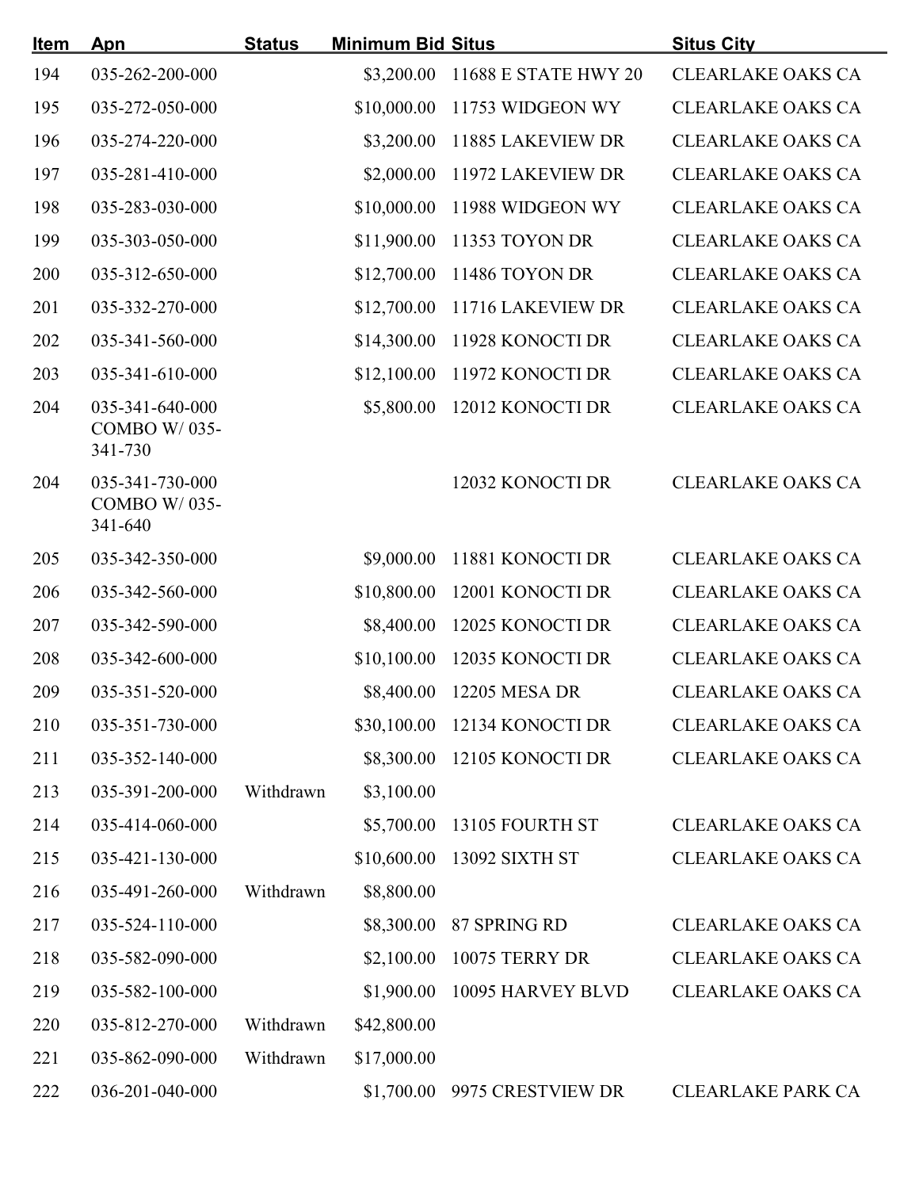| Item | Apn | Status | Minimum Bid | Situs | Situs City |
|---|---|---|---|---|---|
| 194 | 035-262-200-000 | | $3,200.00 | 11688 E STATE HWY 20 | CLEARLAKE OAKS CA |
| 195 | 035-272-050-000 | | $10,000.00 | 11753 WIDGEON WY | CLEARLAKE OAKS CA |
| 196 | 035-274-220-000 | | $3,200.00 | 11885 LAKEVIEW DR | CLEARLAKE OAKS CA |
| 197 | 035-281-410-000 | | $2,000.00 | 11972 LAKEVIEW DR | CLEARLAKE OAKS CA |
| 198 | 035-283-030-000 | | $10,000.00 | 11988 WIDGEON WY | CLEARLAKE OAKS CA |
| 199 | 035-303-050-000 | | $11,900.00 | 11353 TOYON DR | CLEARLAKE OAKS CA |
| 200 | 035-312-650-000 | | $12,700.00 | 11486 TOYON DR | CLEARLAKE OAKS CA |
| 201 | 035-332-270-000 | | $12,700.00 | 11716 LAKEVIEW DR | CLEARLAKE OAKS CA |
| 202 | 035-341-560-000 | | $14,300.00 | 11928 KONOCTI DR | CLEARLAKE OAKS CA |
| 203 | 035-341-610-000 | | $12,100.00 | 11972 KONOCTI DR | CLEARLAKE OAKS CA |
| 204 | 035-341-640-000 COMBO W/ 035-341-730 | | $5,800.00 | 12012 KONOCTI DR | CLEARLAKE OAKS CA |
| 204 | 035-341-730-000 COMBO W/ 035-341-640 | | | 12032 KONOCTI DR | CLEARLAKE OAKS CA |
| 205 | 035-342-350-000 | | $9,000.00 | 11881 KONOCTI DR | CLEARLAKE OAKS CA |
| 206 | 035-342-560-000 | | $10,800.00 | 12001 KONOCTI DR | CLEARLAKE OAKS CA |
| 207 | 035-342-590-000 | | $8,400.00 | 12025 KONOCTI DR | CLEARLAKE OAKS CA |
| 208 | 035-342-600-000 | | $10,100.00 | 12035 KONOCTI DR | CLEARLAKE OAKS CA |
| 209 | 035-351-520-000 | | $8,400.00 | 12205 MESA DR | CLEARLAKE OAKS CA |
| 210 | 035-351-730-000 | | $30,100.00 | 12134 KONOCTI DR | CLEARLAKE OAKS CA |
| 211 | 035-352-140-000 | | $8,300.00 | 12105 KONOCTI DR | CLEARLAKE OAKS CA |
| 213 | 035-391-200-000 | Withdrawn | $3,100.00 | | |
| 214 | 035-414-060-000 | | $5,700.00 | 13105 FOURTH ST | CLEARLAKE OAKS CA |
| 215 | 035-421-130-000 | | $10,600.00 | 13092 SIXTH ST | CLEARLAKE OAKS CA |
| 216 | 035-491-260-000 | Withdrawn | $8,800.00 | | |
| 217 | 035-524-110-000 | | $8,300.00 | 87 SPRING RD | CLEARLAKE OAKS CA |
| 218 | 035-582-090-000 | | $2,100.00 | 10075 TERRY DR | CLEARLAKE OAKS CA |
| 219 | 035-582-100-000 | | $1,900.00 | 10095 HARVEY BLVD | CLEARLAKE OAKS CA |
| 220 | 035-812-270-000 | Withdrawn | $42,800.00 | | |
| 221 | 035-862-090-000 | Withdrawn | $17,000.00 | | |
| 222 | 036-201-040-000 | | $1,700.00 | 9975 CRESTVIEW DR | CLEARLAKE PARK CA |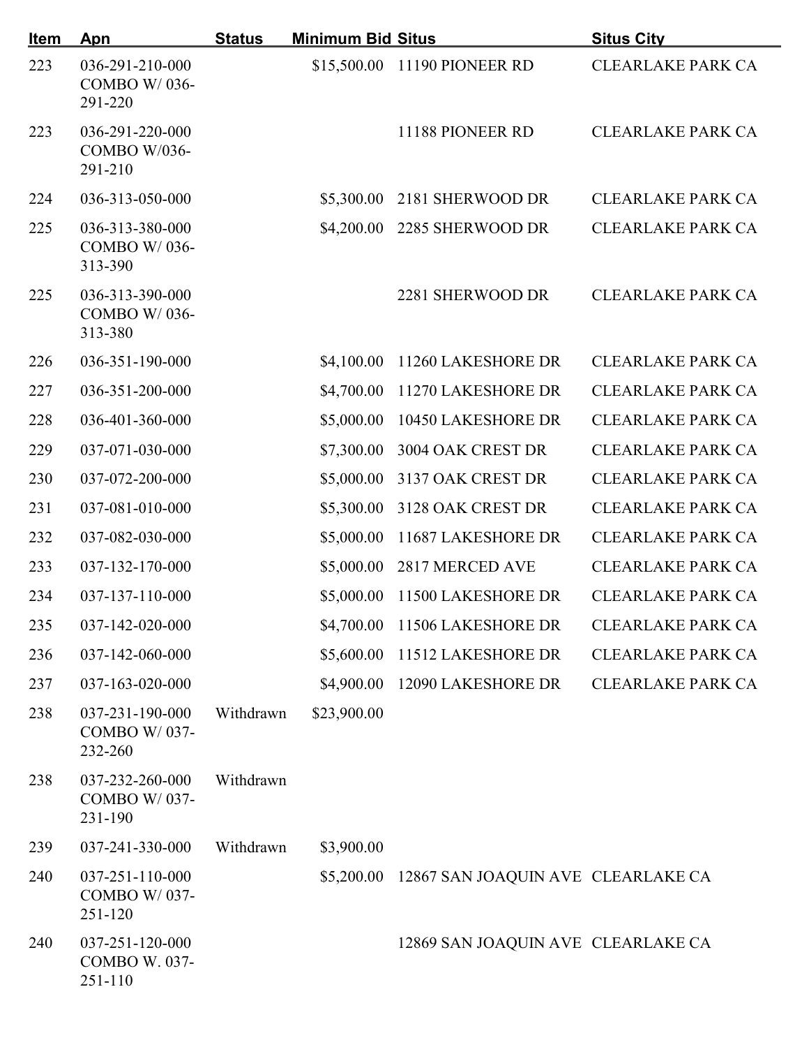| Item | Apn | Status | Minimum Bid | Situs | Situs City |
|---|---|---|---|---|---|
| 223 | 036-291-210-000 COMBO W/ 036-291-220 | | $15,500.00 | 11190 PIONEER RD | CLEARLAKE PARK CA |
| 223 | 036-291-220-000 COMBO W/036-291-210 | | | 11188 PIONEER RD | CLEARLAKE PARK CA |
| 224 | 036-313-050-000 | | $5,300.00 | 2181 SHERWOOD DR | CLEARLAKE PARK CA |
| 225 | 036-313-380-000 COMBO W/ 036-313-390 | | $4,200.00 | 2285 SHERWOOD DR | CLEARLAKE PARK CA |
| 225 | 036-313-390-000 COMBO W/ 036-313-380 | | | 2281 SHERWOOD DR | CLEARLAKE PARK CA |
| 226 | 036-351-190-000 | | $4,100.00 | 11260 LAKESHORE DR | CLEARLAKE PARK CA |
| 227 | 036-351-200-000 | | $4,700.00 | 11270 LAKESHORE DR | CLEARLAKE PARK CA |
| 228 | 036-401-360-000 | | $5,000.00 | 10450 LAKESHORE DR | CLEARLAKE PARK CA |
| 229 | 037-071-030-000 | | $7,300.00 | 3004 OAK CREST DR | CLEARLAKE PARK CA |
| 230 | 037-072-200-000 | | $5,000.00 | 3137 OAK CREST DR | CLEARLAKE PARK CA |
| 231 | 037-081-010-000 | | $5,300.00 | 3128 OAK CREST DR | CLEARLAKE PARK CA |
| 232 | 037-082-030-000 | | $5,000.00 | 11687 LAKESHORE DR | CLEARLAKE PARK CA |
| 233 | 037-132-170-000 | | $5,000.00 | 2817 MERCED AVE | CLEARLAKE PARK CA |
| 234 | 037-137-110-000 | | $5,000.00 | 11500 LAKESHORE DR | CLEARLAKE PARK CA |
| 235 | 037-142-020-000 | | $4,700.00 | 11506 LAKESHORE DR | CLEARLAKE PARK CA |
| 236 | 037-142-060-000 | | $5,600.00 | 11512 LAKESHORE DR | CLEARLAKE PARK CA |
| 237 | 037-163-020-000 | | $4,900.00 | 12090 LAKESHORE DR | CLEARLAKE PARK CA |
| 238 | 037-231-190-000 COMBO W/ 037-232-260 | Withdrawn | $23,900.00 | | |
| 238 | 037-232-260-000 COMBO W/ 037-231-190 | Withdrawn | | | |
| 239 | 037-241-330-000 | Withdrawn | $3,900.00 | | |
| 240 | 037-251-110-000 COMBO W/ 037-251-120 | | $5,200.00 | 12867 SAN JOAQUIN AVE | CLEARLAKE CA |
| 240 | 037-251-120-000 COMBO W. 037-251-110 | | | 12869 SAN JOAQUIN AVE | CLEARLAKE CA |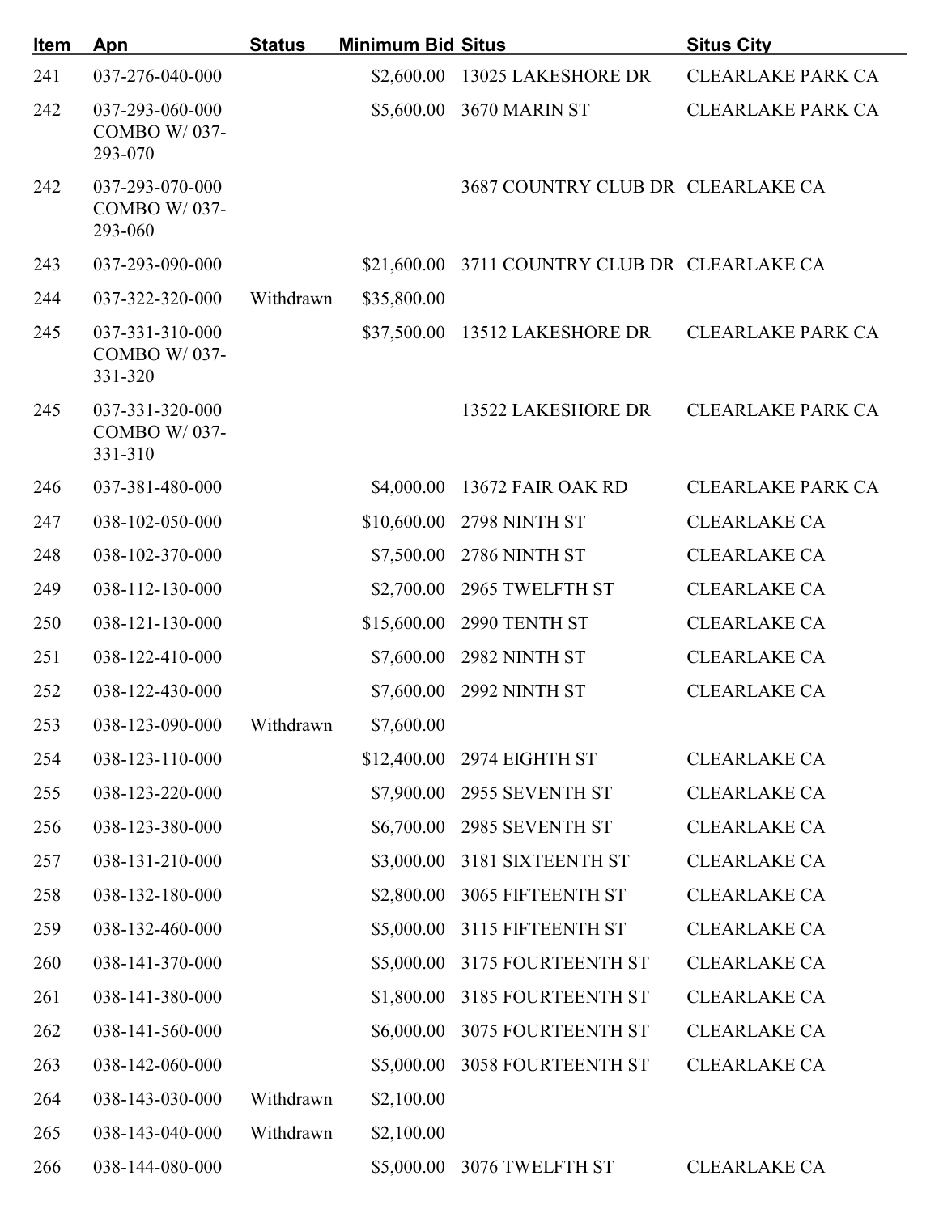| Item | Apn | Status | Minimum Bid | Situs | Situs City |
|---|---|---|---|---|---|
| 241 | 037-276-040-000 | | $2,600.00 | 13025 LAKESHORE DR | CLEARLAKE PARK CA |
| 242 | 037-293-060-000 COMBO W/ 037-293-070 | | $5,600.00 | 3670 MARIN ST | CLEARLAKE PARK CA |
| 242 | 037-293-070-000 COMBO W/ 037-293-060 | | | 3687 COUNTRY CLUB DR | CLEARLAKE CA |
| 243 | 037-293-090-000 | | $21,600.00 | 3711 COUNTRY CLUB DR | CLEARLAKE CA |
| 244 | 037-322-320-000 | Withdrawn | $35,800.00 | | |
| 245 | 037-331-310-000 COMBO W/ 037-331-320 | | $37,500.00 | 13512 LAKESHORE DR | CLEARLAKE PARK CA |
| 245 | 037-331-320-000 COMBO W/ 037-331-310 | | | 13522 LAKESHORE DR | CLEARLAKE PARK CA |
| 246 | 037-381-480-000 | | $4,000.00 | 13672 FAIR OAK RD | CLEARLAKE PARK CA |
| 247 | 038-102-050-000 | | $10,600.00 | 2798 NINTH ST | CLEARLAKE CA |
| 248 | 038-102-370-000 | | $7,500.00 | 2786 NINTH ST | CLEARLAKE CA |
| 249 | 038-112-130-000 | | $2,700.00 | 2965 TWELFTH ST | CLEARLAKE CA |
| 250 | 038-121-130-000 | | $15,600.00 | 2990 TENTH ST | CLEARLAKE CA |
| 251 | 038-122-410-000 | | $7,600.00 | 2982 NINTH ST | CLEARLAKE CA |
| 252 | 038-122-430-000 | | $7,600.00 | 2992 NINTH ST | CLEARLAKE CA |
| 253 | 038-123-090-000 | Withdrawn | $7,600.00 | | |
| 254 | 038-123-110-000 | | $12,400.00 | 2974 EIGHTH ST | CLEARLAKE CA |
| 255 | 038-123-220-000 | | $7,900.00 | 2955 SEVENTH ST | CLEARLAKE CA |
| 256 | 038-123-380-000 | | $6,700.00 | 2985 SEVENTH ST | CLEARLAKE CA |
| 257 | 038-131-210-000 | | $3,000.00 | 3181 SIXTEENTH ST | CLEARLAKE CA |
| 258 | 038-132-180-000 | | $2,800.00 | 3065 FIFTEENTH ST | CLEARLAKE CA |
| 259 | 038-132-460-000 | | $5,000.00 | 3115 FIFTEENTH ST | CLEARLAKE CA |
| 260 | 038-141-370-000 | | $5,000.00 | 3175 FOURTEENTH ST | CLEARLAKE CA |
| 261 | 038-141-380-000 | | $1,800.00 | 3185 FOURTEENTH ST | CLEARLAKE CA |
| 262 | 038-141-560-000 | | $6,000.00 | 3075 FOURTEENTH ST | CLEARLAKE CA |
| 263 | 038-142-060-000 | | $5,000.00 | 3058 FOURTEENTH ST | CLEARLAKE CA |
| 264 | 038-143-030-000 | Withdrawn | $2,100.00 | | |
| 265 | 038-143-040-000 | Withdrawn | $2,100.00 | | |
| 266 | 038-144-080-000 | | $5,000.00 | 3076 TWELFTH ST | CLEARLAKE CA |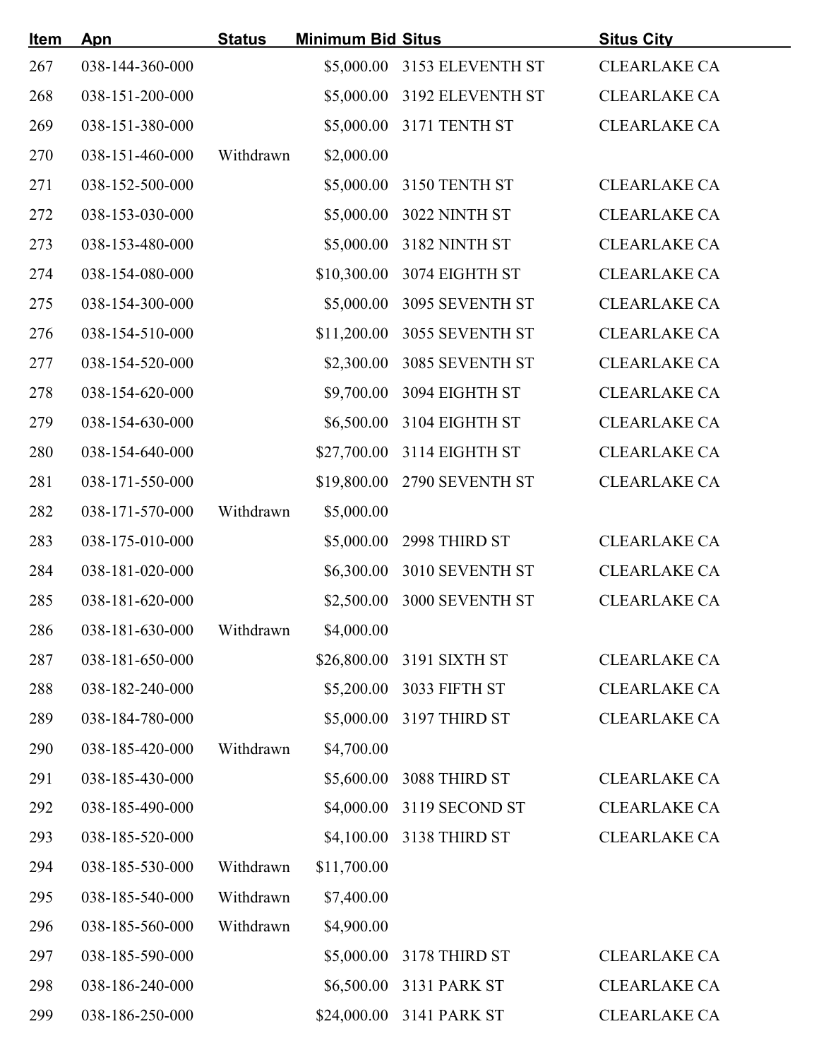| Item | Apn | Status | Minimum Bid | Situs | Situs City |
|---|---|---|---|---|---|
| 267 | 038-144-360-000 | | $5,000.00 | 3153 ELEVENTH ST | CLEARLAKE CA |
| 268 | 038-151-200-000 | | $5,000.00 | 3192 ELEVENTH ST | CLEARLAKE CA |
| 269 | 038-151-380-000 | | $5,000.00 | 3171 TENTH ST | CLEARLAKE CA |
| 270 | 038-151-460-000 | Withdrawn | $2,000.00 | | |
| 271 | 038-152-500-000 | | $5,000.00 | 3150 TENTH ST | CLEARLAKE CA |
| 272 | 038-153-030-000 | | $5,000.00 | 3022 NINTH ST | CLEARLAKE CA |
| 273 | 038-153-480-000 | | $5,000.00 | 3182 NINTH ST | CLEARLAKE CA |
| 274 | 038-154-080-000 | | $10,300.00 | 3074 EIGHTH ST | CLEARLAKE CA |
| 275 | 038-154-300-000 | | $5,000.00 | 3095 SEVENTH ST | CLEARLAKE CA |
| 276 | 038-154-510-000 | | $11,200.00 | 3055 SEVENTH ST | CLEARLAKE CA |
| 277 | 038-154-520-000 | | $2,300.00 | 3085 SEVENTH ST | CLEARLAKE CA |
| 278 | 038-154-620-000 | | $9,700.00 | 3094 EIGHTH ST | CLEARLAKE CA |
| 279 | 038-154-630-000 | | $6,500.00 | 3104 EIGHTH ST | CLEARLAKE CA |
| 280 | 038-154-640-000 | | $27,700.00 | 3114 EIGHTH ST | CLEARLAKE CA |
| 281 | 038-171-550-000 | | $19,800.00 | 2790 SEVENTH ST | CLEARLAKE CA |
| 282 | 038-171-570-000 | Withdrawn | $5,000.00 | | |
| 283 | 038-175-010-000 | | $5,000.00 | 2998 THIRD ST | CLEARLAKE CA |
| 284 | 038-181-020-000 | | $6,300.00 | 3010 SEVENTH ST | CLEARLAKE CA |
| 285 | 038-181-620-000 | | $2,500.00 | 3000 SEVENTH ST | CLEARLAKE CA |
| 286 | 038-181-630-000 | Withdrawn | $4,000.00 | | |
| 287 | 038-181-650-000 | | $26,800.00 | 3191 SIXTH ST | CLEARLAKE CA |
| 288 | 038-182-240-000 | | $5,200.00 | 3033 FIFTH ST | CLEARLAKE CA |
| 289 | 038-184-780-000 | | $5,000.00 | 3197 THIRD ST | CLEARLAKE CA |
| 290 | 038-185-420-000 | Withdrawn | $4,700.00 | | |
| 291 | 038-185-430-000 | | $5,600.00 | 3088 THIRD ST | CLEARLAKE CA |
| 292 | 038-185-490-000 | | $4,000.00 | 3119 SECOND ST | CLEARLAKE CA |
| 293 | 038-185-520-000 | | $4,100.00 | 3138 THIRD ST | CLEARLAKE CA |
| 294 | 038-185-530-000 | Withdrawn | $11,700.00 | | |
| 295 | 038-185-540-000 | Withdrawn | $7,400.00 | | |
| 296 | 038-185-560-000 | Withdrawn | $4,900.00 | | |
| 297 | 038-185-590-000 | | $5,000.00 | 3178 THIRD ST | CLEARLAKE CA |
| 298 | 038-186-240-000 | | $6,500.00 | 3131 PARK ST | CLEARLAKE CA |
| 299 | 038-186-250-000 | | $24,000.00 | 3141 PARK ST | CLEARLAKE CA |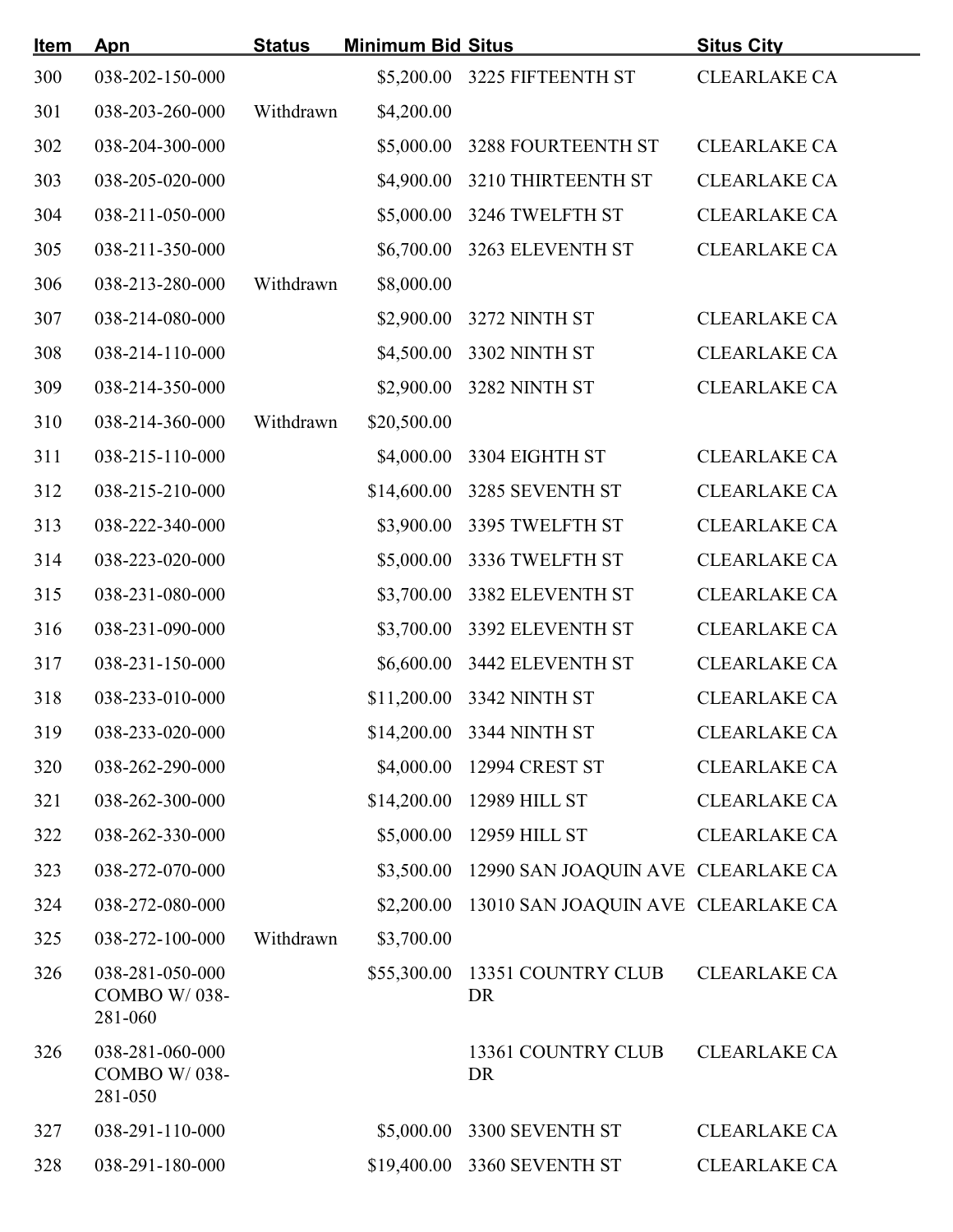| Item | Apn | Status | Minimum Bid | Situs | Situs City |
|---|---|---|---|---|---|
| 300 | 038-202-150-000 | | $5,200.00 | 3225 FIFTEENTH ST | CLEARLAKE CA |
| 301 | 038-203-260-000 | Withdrawn | $4,200.00 | | |
| 302 | 038-204-300-000 | | $5,000.00 | 3288 FOURTEENTH ST | CLEARLAKE CA |
| 303 | 038-205-020-000 | | $4,900.00 | 3210 THIRTEENTH ST | CLEARLAKE CA |
| 304 | 038-211-050-000 | | $5,000.00 | 3246 TWELFTH ST | CLEARLAKE CA |
| 305 | 038-211-350-000 | | $6,700.00 | 3263 ELEVENTH ST | CLEARLAKE CA |
| 306 | 038-213-280-000 | Withdrawn | $8,000.00 | | |
| 307 | 038-214-080-000 | | $2,900.00 | 3272 NINTH ST | CLEARLAKE CA |
| 308 | 038-214-110-000 | | $4,500.00 | 3302 NINTH ST | CLEARLAKE CA |
| 309 | 038-214-350-000 | | $2,900.00 | 3282 NINTH ST | CLEARLAKE CA |
| 310 | 038-214-360-000 | Withdrawn | $20,500.00 | | |
| 311 | 038-215-110-000 | | $4,000.00 | 3304 EIGHTH ST | CLEARLAKE CA |
| 312 | 038-215-210-000 | | $14,600.00 | 3285 SEVENTH ST | CLEARLAKE CA |
| 313 | 038-222-340-000 | | $3,900.00 | 3395 TWELFTH ST | CLEARLAKE CA |
| 314 | 038-223-020-000 | | $5,000.00 | 3336 TWELFTH ST | CLEARLAKE CA |
| 315 | 038-231-080-000 | | $3,700.00 | 3382 ELEVENTH ST | CLEARLAKE CA |
| 316 | 038-231-090-000 | | $3,700.00 | 3392 ELEVENTH ST | CLEARLAKE CA |
| 317 | 038-231-150-000 | | $6,600.00 | 3442 ELEVENTH ST | CLEARLAKE CA |
| 318 | 038-233-010-000 | | $11,200.00 | 3342 NINTH ST | CLEARLAKE CA |
| 319 | 038-233-020-000 | | $14,200.00 | 3344 NINTH ST | CLEARLAKE CA |
| 320 | 038-262-290-000 | | $4,000.00 | 12994 CREST ST | CLEARLAKE CA |
| 321 | 038-262-300-000 | | $14,200.00 | 12989 HILL ST | CLEARLAKE CA |
| 322 | 038-262-330-000 | | $5,000.00 | 12959 HILL ST | CLEARLAKE CA |
| 323 | 038-272-070-000 | | $3,500.00 | 12990 SAN JOAQUIN AVE | CLEARLAKE CA |
| 324 | 038-272-080-000 | | $2,200.00 | 13010 SAN JOAQUIN AVE | CLEARLAKE CA |
| 325 | 038-272-100-000 | Withdrawn | $3,700.00 | | |
| 326 | 038-281-050-000 COMBO W/ 038-281-060 | | $55,300.00 | 13351 COUNTRY CLUB DR | CLEARLAKE CA |
| 326 | 038-281-060-000 COMBO W/ 038-281-050 | | | 13361 COUNTRY CLUB DR | CLEARLAKE CA |
| 327 | 038-291-110-000 | | $5,000.00 | 3300 SEVENTH ST | CLEARLAKE CA |
| 328 | 038-291-180-000 | | $19,400.00 | 3360 SEVENTH ST | CLEARLAKE CA |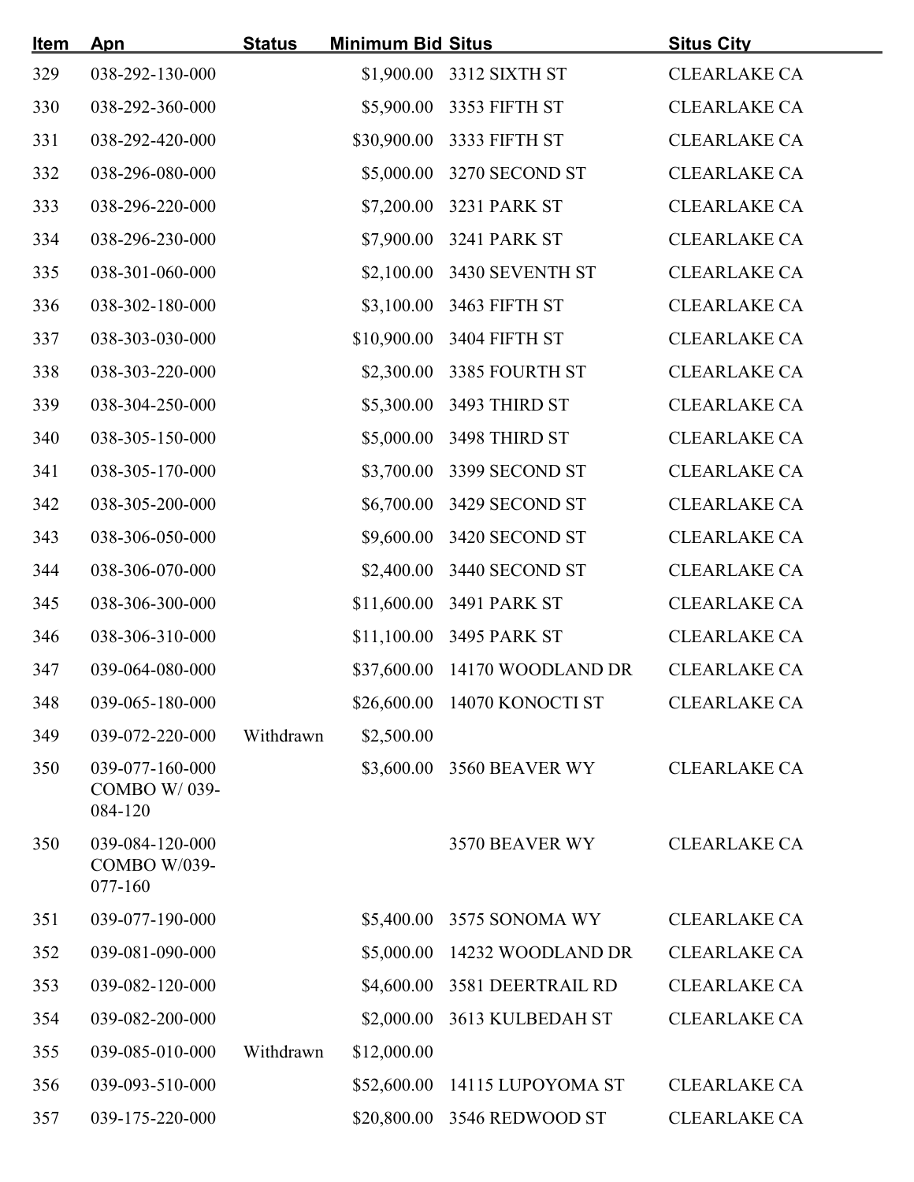| Item | Apn | Status | Minimum Bid | Situs | Situs City |
|---|---|---|---|---|---|
| 329 | 038-292-130-000 | | $1,900.00 | 3312 SIXTH ST | CLEARLAKE CA |
| 330 | 038-292-360-000 | | $5,900.00 | 3353 FIFTH ST | CLEARLAKE CA |
| 331 | 038-292-420-000 | | $30,900.00 | 3333 FIFTH ST | CLEARLAKE CA |
| 332 | 038-296-080-000 | | $5,000.00 | 3270 SECOND ST | CLEARLAKE CA |
| 333 | 038-296-220-000 | | $7,200.00 | 3231 PARK ST | CLEARLAKE CA |
| 334 | 038-296-230-000 | | $7,900.00 | 3241 PARK ST | CLEARLAKE CA |
| 335 | 038-301-060-000 | | $2,100.00 | 3430 SEVENTH ST | CLEARLAKE CA |
| 336 | 038-302-180-000 | | $3,100.00 | 3463 FIFTH ST | CLEARLAKE CA |
| 337 | 038-303-030-000 | | $10,900.00 | 3404 FIFTH ST | CLEARLAKE CA |
| 338 | 038-303-220-000 | | $2,300.00 | 3385 FOURTH ST | CLEARLAKE CA |
| 339 | 038-304-250-000 | | $5,300.00 | 3493 THIRD ST | CLEARLAKE CA |
| 340 | 038-305-150-000 | | $5,000.00 | 3498 THIRD ST | CLEARLAKE CA |
| 341 | 038-305-170-000 | | $3,700.00 | 3399 SECOND ST | CLEARLAKE CA |
| 342 | 038-305-200-000 | | $6,700.00 | 3429 SECOND ST | CLEARLAKE CA |
| 343 | 038-306-050-000 | | $9,600.00 | 3420 SECOND ST | CLEARLAKE CA |
| 344 | 038-306-070-000 | | $2,400.00 | 3440 SECOND ST | CLEARLAKE CA |
| 345 | 038-306-300-000 | | $11,600.00 | 3491 PARK ST | CLEARLAKE CA |
| 346 | 038-306-310-000 | | $11,100.00 | 3495 PARK ST | CLEARLAKE CA |
| 347 | 039-064-080-000 | | $37,600.00 | 14170 WOODLAND DR | CLEARLAKE CA |
| 348 | 039-065-180-000 | | $26,600.00 | 14070 KONOCTI ST | CLEARLAKE CA |
| 349 | 039-072-220-000 | Withdrawn | $2,500.00 | | |
| 350 | 039-077-160-000 COMBO W/ 039-084-120 | | $3,600.00 | 3560 BEAVER WY | CLEARLAKE CA |
| 350 | 039-084-120-000 COMBO W/039-077-160 | | | 3570 BEAVER WY | CLEARLAKE CA |
| 351 | 039-077-190-000 | | $5,400.00 | 3575 SONOMA WY | CLEARLAKE CA |
| 352 | 039-081-090-000 | | $5,000.00 | 14232 WOODLAND DR | CLEARLAKE CA |
| 353 | 039-082-120-000 | | $4,600.00 | 3581 DEERTRAIL RD | CLEARLAKE CA |
| 354 | 039-082-200-000 | | $2,000.00 | 3613 KULBEDAH ST | CLEARLAKE CA |
| 355 | 039-085-010-000 | Withdrawn | $12,000.00 | | |
| 356 | 039-093-510-000 | | $52,600.00 | 14115 LUPOYOMA ST | CLEARLAKE CA |
| 357 | 039-175-220-000 | | $20,800.00 | 3546 REDWOOD ST | CLEARLAKE CA |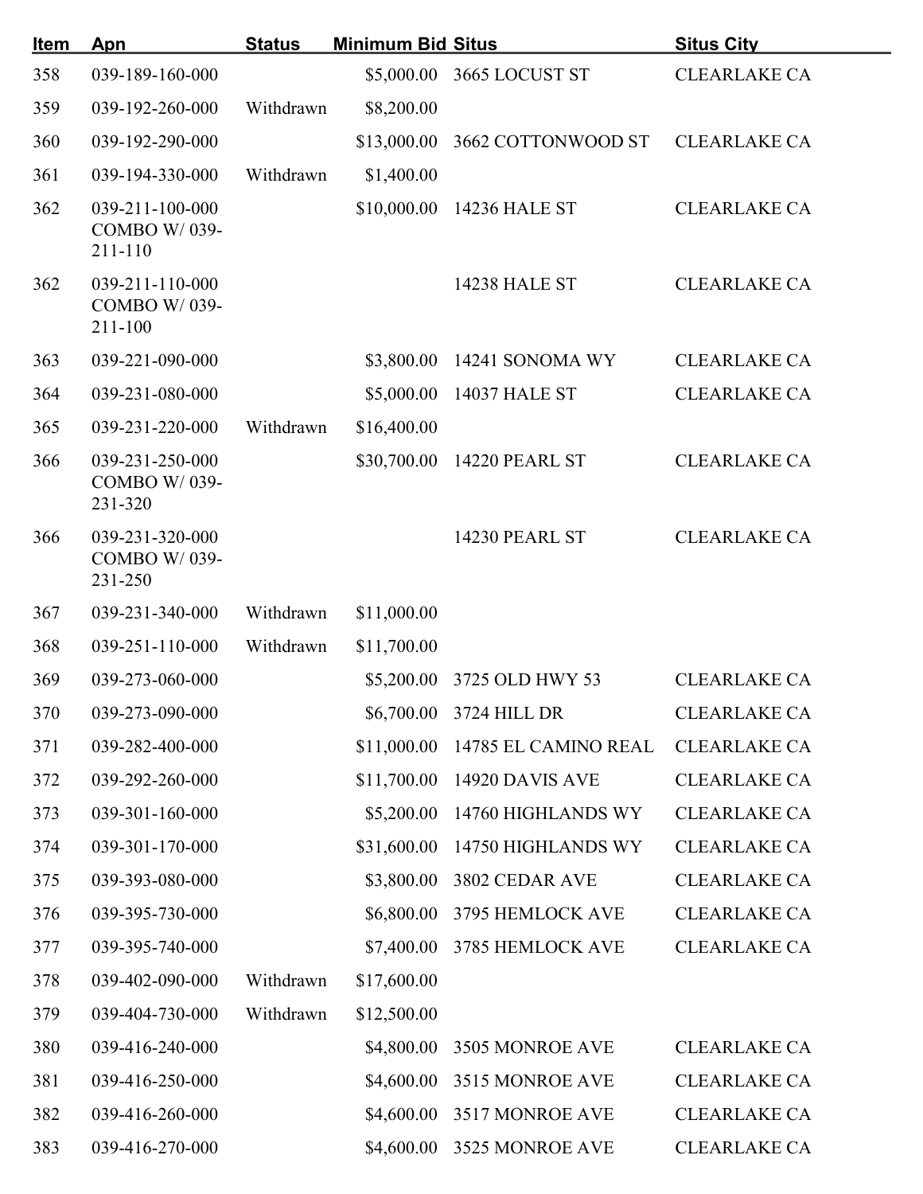| Item | Apn | Status | Minimum Bid | Situs | Situs City |
|---|---|---|---|---|---|
| 358 | 039-189-160-000 | | $5,000.00 | 3665 LOCUST ST | CLEARLAKE CA |
| 359 | 039-192-260-000 | Withdrawn | $8,200.00 | | |
| 360 | 039-192-290-000 | | $13,000.00 | 3662 COTTONWOOD ST | CLEARLAKE CA |
| 361 | 039-194-330-000 | Withdrawn | $1,400.00 | | |
| 362 | 039-211-100-000 COMBO W/ 039-211-110 | | $10,000.00 | 14236 HALE ST | CLEARLAKE CA |
| 362 | 039-211-110-000 COMBO W/ 039-211-100 | | | 14238 HALE ST | CLEARLAKE CA |
| 363 | 039-221-090-000 | | $3,800.00 | 14241 SONOMA WY | CLEARLAKE CA |
| 364 | 039-231-080-000 | | $5,000.00 | 14037 HALE ST | CLEARLAKE CA |
| 365 | 039-231-220-000 | Withdrawn | $16,400.00 | | |
| 366 | 039-231-250-000 COMBO W/ 039-231-320 | | $30,700.00 | 14220 PEARL ST | CLEARLAKE CA |
| 366 | 039-231-320-000 COMBO W/ 039-231-250 | | | 14230 PEARL ST | CLEARLAKE CA |
| 367 | 039-231-340-000 | Withdrawn | $11,000.00 | | |
| 368 | 039-251-110-000 | Withdrawn | $11,700.00 | | |
| 369 | 039-273-060-000 | | $5,200.00 | 3725 OLD HWY 53 | CLEARLAKE CA |
| 370 | 039-273-090-000 | | $6,700.00 | 3724 HILL DR | CLEARLAKE CA |
| 371 | 039-282-400-000 | | $11,000.00 | 14785 EL CAMINO REAL | CLEARLAKE CA |
| 372 | 039-292-260-000 | | $11,700.00 | 14920 DAVIS AVE | CLEARLAKE CA |
| 373 | 039-301-160-000 | | $5,200.00 | 14760 HIGHLANDS WY | CLEARLAKE CA |
| 374 | 039-301-170-000 | | $31,600.00 | 14750 HIGHLANDS WY | CLEARLAKE CA |
| 375 | 039-393-080-000 | | $3,800.00 | 3802 CEDAR AVE | CLEARLAKE CA |
| 376 | 039-395-730-000 | | $6,800.00 | 3795 HEMLOCK AVE | CLEARLAKE CA |
| 377 | 039-395-740-000 | | $7,400.00 | 3785 HEMLOCK AVE | CLEARLAKE CA |
| 378 | 039-402-090-000 | Withdrawn | $17,600.00 | | |
| 379 | 039-404-730-000 | Withdrawn | $12,500.00 | | |
| 380 | 039-416-240-000 | | $4,800.00 | 3505 MONROE AVE | CLEARLAKE CA |
| 381 | 039-416-250-000 | | $4,600.00 | 3515 MONROE AVE | CLEARLAKE CA |
| 382 | 039-416-260-000 | | $4,600.00 | 3517 MONROE AVE | CLEARLAKE CA |
| 383 | 039-416-270-000 | | $4,600.00 | 3525 MONROE AVE | CLEARLAKE CA |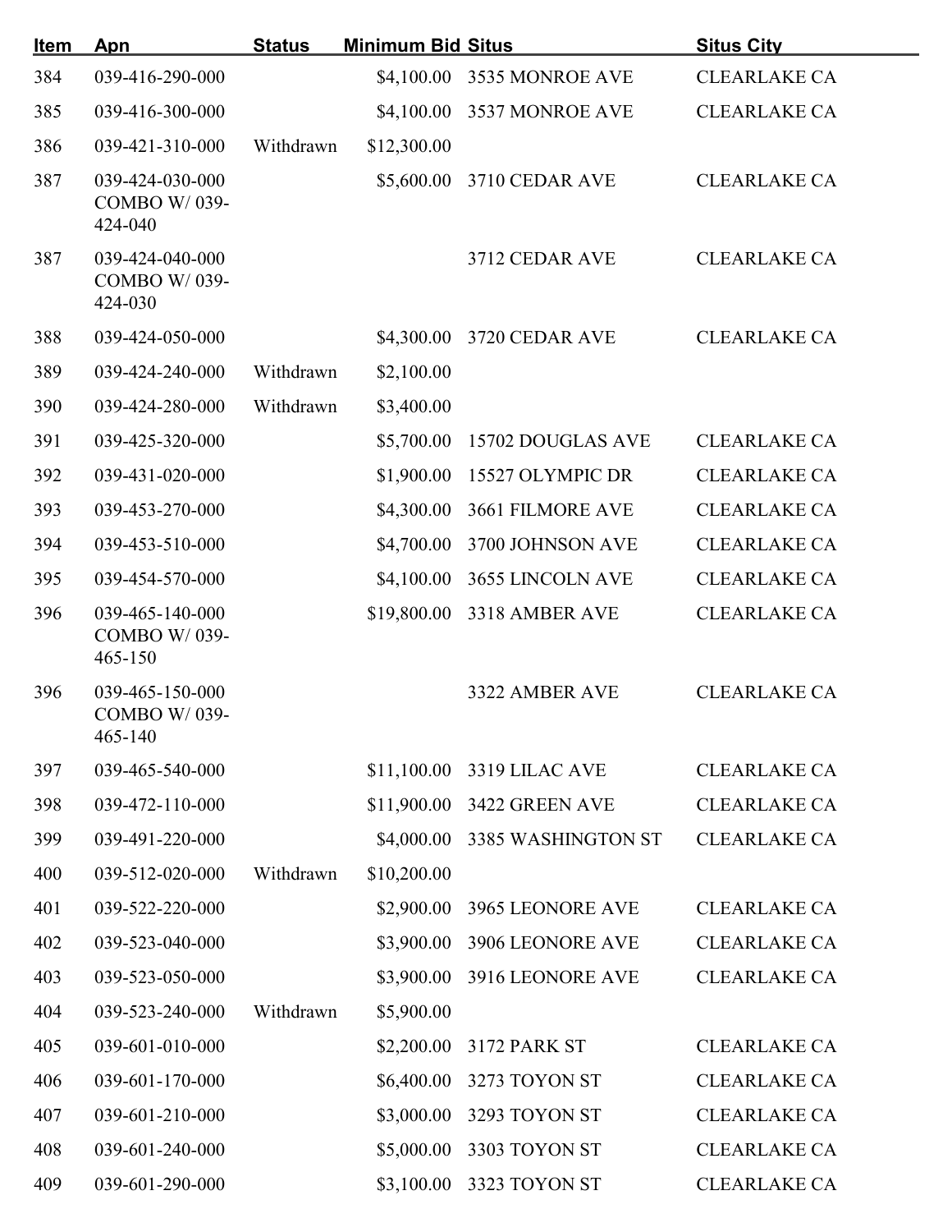| Item | Apn | Status | Minimum Bid | Situs | Situs City |
|---|---|---|---|---|---|
| 384 | 039-416-290-000 | | $4,100.00 | 3535 MONROE AVE | CLEARLAKE CA |
| 385 | 039-416-300-000 | | $4,100.00 | 3537 MONROE AVE | CLEARLAKE CA |
| 386 | 039-421-310-000 | Withdrawn | $12,300.00 | | |
| 387 | 039-424-030-000 COMBO W/ 039-424-040 | | $5,600.00 | 3710 CEDAR AVE | CLEARLAKE CA |
| 387 | 039-424-040-000 COMBO W/ 039-424-030 | | | 3712 CEDAR AVE | CLEARLAKE CA |
| 388 | 039-424-050-000 | | $4,300.00 | 3720 CEDAR AVE | CLEARLAKE CA |
| 389 | 039-424-240-000 | Withdrawn | $2,100.00 | | |
| 390 | 039-424-280-000 | Withdrawn | $3,400.00 | | |
| 391 | 039-425-320-000 | | $5,700.00 | 15702 DOUGLAS AVE | CLEARLAKE CA |
| 392 | 039-431-020-000 | | $1,900.00 | 15527 OLYMPIC DR | CLEARLAKE CA |
| 393 | 039-453-270-000 | | $4,300.00 | 3661 FILMORE AVE | CLEARLAKE CA |
| 394 | 039-453-510-000 | | $4,700.00 | 3700 JOHNSON AVE | CLEARLAKE CA |
| 395 | 039-454-570-000 | | $4,100.00 | 3655 LINCOLN AVE | CLEARLAKE CA |
| 396 | 039-465-140-000 COMBO W/ 039-465-150 | | $19,800.00 | 3318 AMBER AVE | CLEARLAKE CA |
| 396 | 039-465-150-000 COMBO W/ 039-465-140 | | | 3322 AMBER AVE | CLEARLAKE CA |
| 397 | 039-465-540-000 | | $11,100.00 | 3319 LILAC AVE | CLEARLAKE CA |
| 398 | 039-472-110-000 | | $11,900.00 | 3422 GREEN AVE | CLEARLAKE CA |
| 399 | 039-491-220-000 | | $4,000.00 | 3385 WASHINGTON ST | CLEARLAKE CA |
| 400 | 039-512-020-000 | Withdrawn | $10,200.00 | | |
| 401 | 039-522-220-000 | | $2,900.00 | 3965 LEONORE AVE | CLEARLAKE CA |
| 402 | 039-523-040-000 | | $3,900.00 | 3906 LEONORE AVE | CLEARLAKE CA |
| 403 | 039-523-050-000 | | $3,900.00 | 3916 LEONORE AVE | CLEARLAKE CA |
| 404 | 039-523-240-000 | Withdrawn | $5,900.00 | | |
| 405 | 039-601-010-000 | | $2,200.00 | 3172 PARK ST | CLEARLAKE CA |
| 406 | 039-601-170-000 | | $6,400.00 | 3273 TOYON ST | CLEARLAKE CA |
| 407 | 039-601-210-000 | | $3,000.00 | 3293 TOYON ST | CLEARLAKE CA |
| 408 | 039-601-240-000 | | $5,000.00 | 3303 TOYON ST | CLEARLAKE CA |
| 409 | 039-601-290-000 | | $3,100.00 | 3323 TOYON ST | CLEARLAKE CA |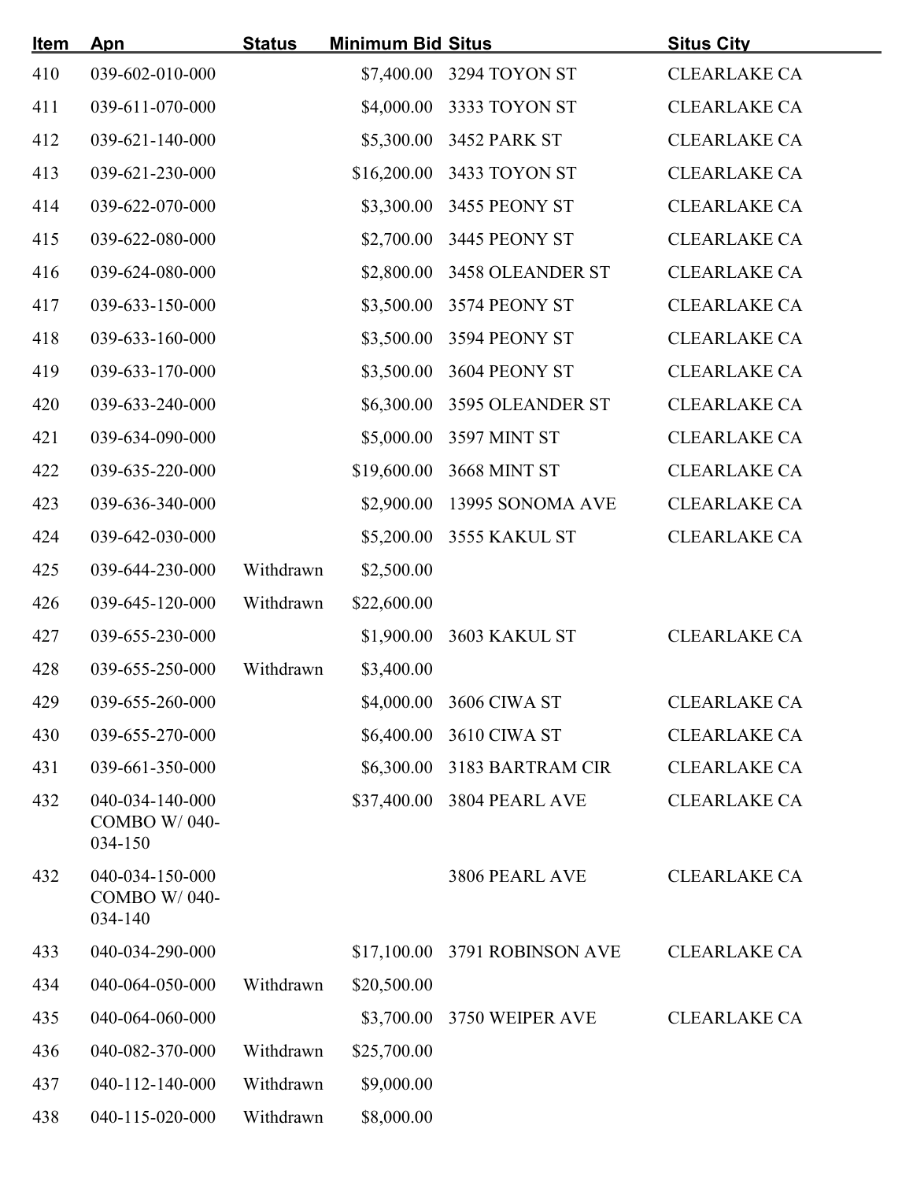| Item | Apn | Status | Minimum Bid | Situs | Situs City |
|---|---|---|---|---|---|
| 410 | 039-602-010-000 | | $7,400.00 | 3294 TOYON ST | CLEARLAKE CA |
| 411 | 039-611-070-000 | | $4,000.00 | 3333 TOYON ST | CLEARLAKE CA |
| 412 | 039-621-140-000 | | $5,300.00 | 3452 PARK ST | CLEARLAKE CA |
| 413 | 039-621-230-000 | | $16,200.00 | 3433 TOYON ST | CLEARLAKE CA |
| 414 | 039-622-070-000 | | $3,300.00 | 3455 PEONY ST | CLEARLAKE CA |
| 415 | 039-622-080-000 | | $2,700.00 | 3445 PEONY ST | CLEARLAKE CA |
| 416 | 039-624-080-000 | | $2,800.00 | 3458 OLEANDER ST | CLEARLAKE CA |
| 417 | 039-633-150-000 | | $3,500.00 | 3574 PEONY ST | CLEARLAKE CA |
| 418 | 039-633-160-000 | | $3,500.00 | 3594 PEONY ST | CLEARLAKE CA |
| 419 | 039-633-170-000 | | $3,500.00 | 3604 PEONY ST | CLEARLAKE CA |
| 420 | 039-633-240-000 | | $6,300.00 | 3595 OLEANDER ST | CLEARLAKE CA |
| 421 | 039-634-090-000 | | $5,000.00 | 3597 MINT ST | CLEARLAKE CA |
| 422 | 039-635-220-000 | | $19,600.00 | 3668 MINT ST | CLEARLAKE CA |
| 423 | 039-636-340-000 | | $2,900.00 | 13995 SONOMA AVE | CLEARLAKE CA |
| 424 | 039-642-030-000 | | $5,200.00 | 3555 KAKUL ST | CLEARLAKE CA |
| 425 | 039-644-230-000 | Withdrawn | $2,500.00 | | |
| 426 | 039-645-120-000 | Withdrawn | $22,600.00 | | |
| 427 | 039-655-230-000 | | $1,900.00 | 3603 KAKUL ST | CLEARLAKE CA |
| 428 | 039-655-250-000 | Withdrawn | $3,400.00 | | |
| 429 | 039-655-260-000 | | $4,000.00 | 3606 CIWA ST | CLEARLAKE CA |
| 430 | 039-655-270-000 | | $6,400.00 | 3610 CIWA ST | CLEARLAKE CA |
| 431 | 039-661-350-000 | | $6,300.00 | 3183 BARTRAM CIR | CLEARLAKE CA |
| 432 | 040-034-140-000 COMBO W/ 040-034-150 | | $37,400.00 | 3804 PEARL AVE | CLEARLAKE CA |
| 432 | 040-034-150-000 COMBO W/ 040-034-140 | | | 3806 PEARL AVE | CLEARLAKE CA |
| 433 | 040-034-290-000 | | $17,100.00 | 3791 ROBINSON AVE | CLEARLAKE CA |
| 434 | 040-064-050-000 | Withdrawn | $20,500.00 | | |
| 435 | 040-064-060-000 | | $3,700.00 | 3750 WEIPER AVE | CLEARLAKE CA |
| 436 | 040-082-370-000 | Withdrawn | $25,700.00 | | |
| 437 | 040-112-140-000 | Withdrawn | $9,000.00 | | |
| 438 | 040-115-020-000 | Withdrawn | $8,000.00 | | |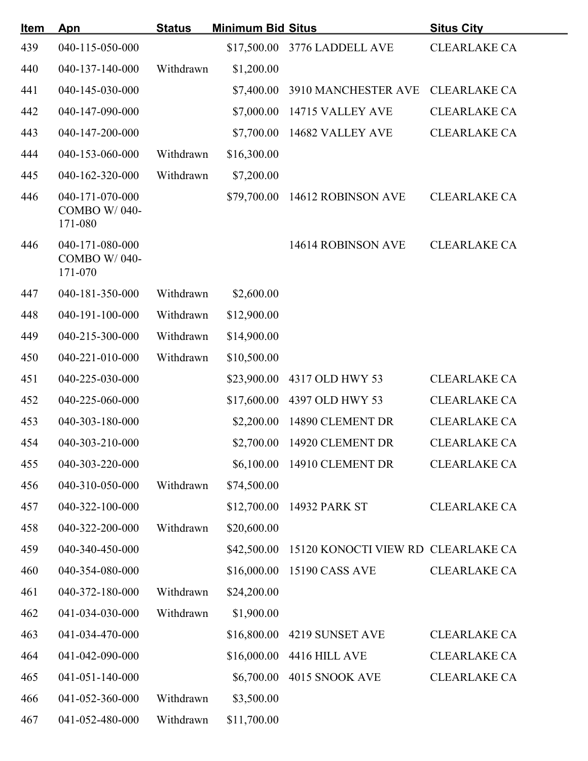| Item | Apn | Status | Minimum Bid | Situs | Situs City |
|---|---|---|---|---|---|
| 439 | 040-115-050-000 | | $17,500.00 | 3776 LADDELL AVE | CLEARLAKE CA |
| 440 | 040-137-140-000 | Withdrawn | $1,200.00 | | |
| 441 | 040-145-030-000 | | $7,400.00 | 3910 MANCHESTER AVE | CLEARLAKE CA |
| 442 | 040-147-090-000 | | $7,000.00 | 14715 VALLEY AVE | CLEARLAKE CA |
| 443 | 040-147-200-000 | | $7,700.00 | 14682 VALLEY AVE | CLEARLAKE CA |
| 444 | 040-153-060-000 | Withdrawn | $16,300.00 | | |
| 445 | 040-162-320-000 | Withdrawn | $7,200.00 | | |
| 446 | 040-171-070-000 COMBO W/ 040-171-080 | | $79,700.00 | 14612 ROBINSON AVE | CLEARLAKE CA |
| 446 | 040-171-080-000 COMBO W/ 040-171-070 | | | 14614 ROBINSON AVE | CLEARLAKE CA |
| 447 | 040-181-350-000 | Withdrawn | $2,600.00 | | |
| 448 | 040-191-100-000 | Withdrawn | $12,900.00 | | |
| 449 | 040-215-300-000 | Withdrawn | $14,900.00 | | |
| 450 | 040-221-010-000 | Withdrawn | $10,500.00 | | |
| 451 | 040-225-030-000 | | $23,900.00 | 4317 OLD HWY 53 | CLEARLAKE CA |
| 452 | 040-225-060-000 | | $17,600.00 | 4397 OLD HWY 53 | CLEARLAKE CA |
| 453 | 040-303-180-000 | | $2,200.00 | 14890 CLEMENT DR | CLEARLAKE CA |
| 454 | 040-303-210-000 | | $2,700.00 | 14920 CLEMENT DR | CLEARLAKE CA |
| 455 | 040-303-220-000 | | $6,100.00 | 14910 CLEMENT DR | CLEARLAKE CA |
| 456 | 040-310-050-000 | Withdrawn | $74,500.00 | | |
| 457 | 040-322-100-000 | | $12,700.00 | 14932 PARK ST | CLEARLAKE CA |
| 458 | 040-322-200-000 | Withdrawn | $20,600.00 | | |
| 459 | 040-340-450-000 | | $42,500.00 | 15120 KONOCTI VIEW RD | CLEARLAKE CA |
| 460 | 040-354-080-000 | | $16,000.00 | 15190 CASS AVE | CLEARLAKE CA |
| 461 | 040-372-180-000 | Withdrawn | $24,200.00 | | |
| 462 | 041-034-030-000 | Withdrawn | $1,900.00 | | |
| 463 | 041-034-470-000 | | $16,800.00 | 4219 SUNSET AVE | CLEARLAKE CA |
| 464 | 041-042-090-000 | | $16,000.00 | 4416 HILL AVE | CLEARLAKE CA |
| 465 | 041-051-140-000 | | $6,700.00 | 4015 SNOOK AVE | CLEARLAKE CA |
| 466 | 041-052-360-000 | Withdrawn | $3,500.00 | | |
| 467 | 041-052-480-000 | Withdrawn | $11,700.00 | | |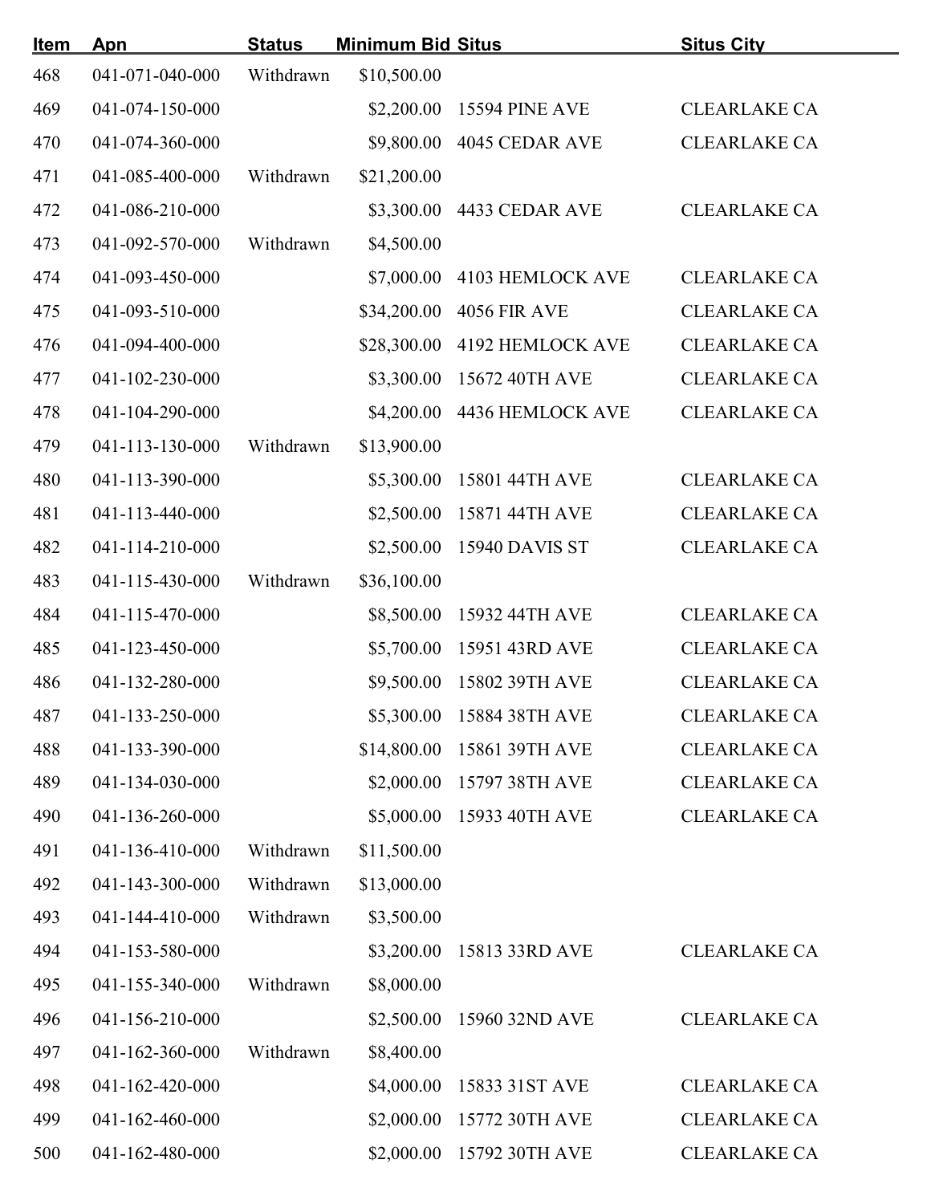| Item | Apn | Status | Minimum Bid | Situs | Situs City |
|---|---|---|---|---|---|
| 468 | 041-071-040-000 | Withdrawn | $10,500.00 | | |
| 469 | 041-074-150-000 | | $2,200.00 | 15594 PINE AVE | CLEARLAKE CA |
| 470 | 041-074-360-000 | | $9,800.00 | 4045 CEDAR AVE | CLEARLAKE CA |
| 471 | 041-085-400-000 | Withdrawn | $21,200.00 | | |
| 472 | 041-086-210-000 | | $3,300.00 | 4433 CEDAR AVE | CLEARLAKE CA |
| 473 | 041-092-570-000 | Withdrawn | $4,500.00 | | |
| 474 | 041-093-450-000 | | $7,000.00 | 4103 HEMLOCK AVE | CLEARLAKE CA |
| 475 | 041-093-510-000 | | $34,200.00 | 4056 FIR AVE | CLEARLAKE CA |
| 476 | 041-094-400-000 | | $28,300.00 | 4192 HEMLOCK AVE | CLEARLAKE CA |
| 477 | 041-102-230-000 | | $3,300.00 | 15672 40TH AVE | CLEARLAKE CA |
| 478 | 041-104-290-000 | | $4,200.00 | 4436 HEMLOCK AVE | CLEARLAKE CA |
| 479 | 041-113-130-000 | Withdrawn | $13,900.00 | | |
| 480 | 041-113-390-000 | | $5,300.00 | 15801 44TH AVE | CLEARLAKE CA |
| 481 | 041-113-440-000 | | $2,500.00 | 15871 44TH AVE | CLEARLAKE CA |
| 482 | 041-114-210-000 | | $2,500.00 | 15940 DAVIS ST | CLEARLAKE CA |
| 483 | 041-115-430-000 | Withdrawn | $36,100.00 | | |
| 484 | 041-115-470-000 | | $8,500.00 | 15932 44TH AVE | CLEARLAKE CA |
| 485 | 041-123-450-000 | | $5,700.00 | 15951 43RD AVE | CLEARLAKE CA |
| 486 | 041-132-280-000 | | $9,500.00 | 15802 39TH AVE | CLEARLAKE CA |
| 487 | 041-133-250-000 | | $5,300.00 | 15884 38TH AVE | CLEARLAKE CA |
| 488 | 041-133-390-000 | | $14,800.00 | 15861 39TH AVE | CLEARLAKE CA |
| 489 | 041-134-030-000 | | $2,000.00 | 15797 38TH AVE | CLEARLAKE CA |
| 490 | 041-136-260-000 | | $5,000.00 | 15933 40TH AVE | CLEARLAKE CA |
| 491 | 041-136-410-000 | Withdrawn | $11,500.00 | | |
| 492 | 041-143-300-000 | Withdrawn | $13,000.00 | | |
| 493 | 041-144-410-000 | Withdrawn | $3,500.00 | | |
| 494 | 041-153-580-000 | | $3,200.00 | 15813 33RD AVE | CLEARLAKE CA |
| 495 | 041-155-340-000 | Withdrawn | $8,000.00 | | |
| 496 | 041-156-210-000 | | $2,500.00 | 15960 32ND AVE | CLEARLAKE CA |
| 497 | 041-162-360-000 | Withdrawn | $8,400.00 | | |
| 498 | 041-162-420-000 | | $4,000.00 | 15833 31ST AVE | CLEARLAKE CA |
| 499 | 041-162-460-000 | | $2,000.00 | 15772 30TH AVE | CLEARLAKE CA |
| 500 | 041-162-480-000 | | $2,000.00 | 15792 30TH AVE | CLEARLAKE CA |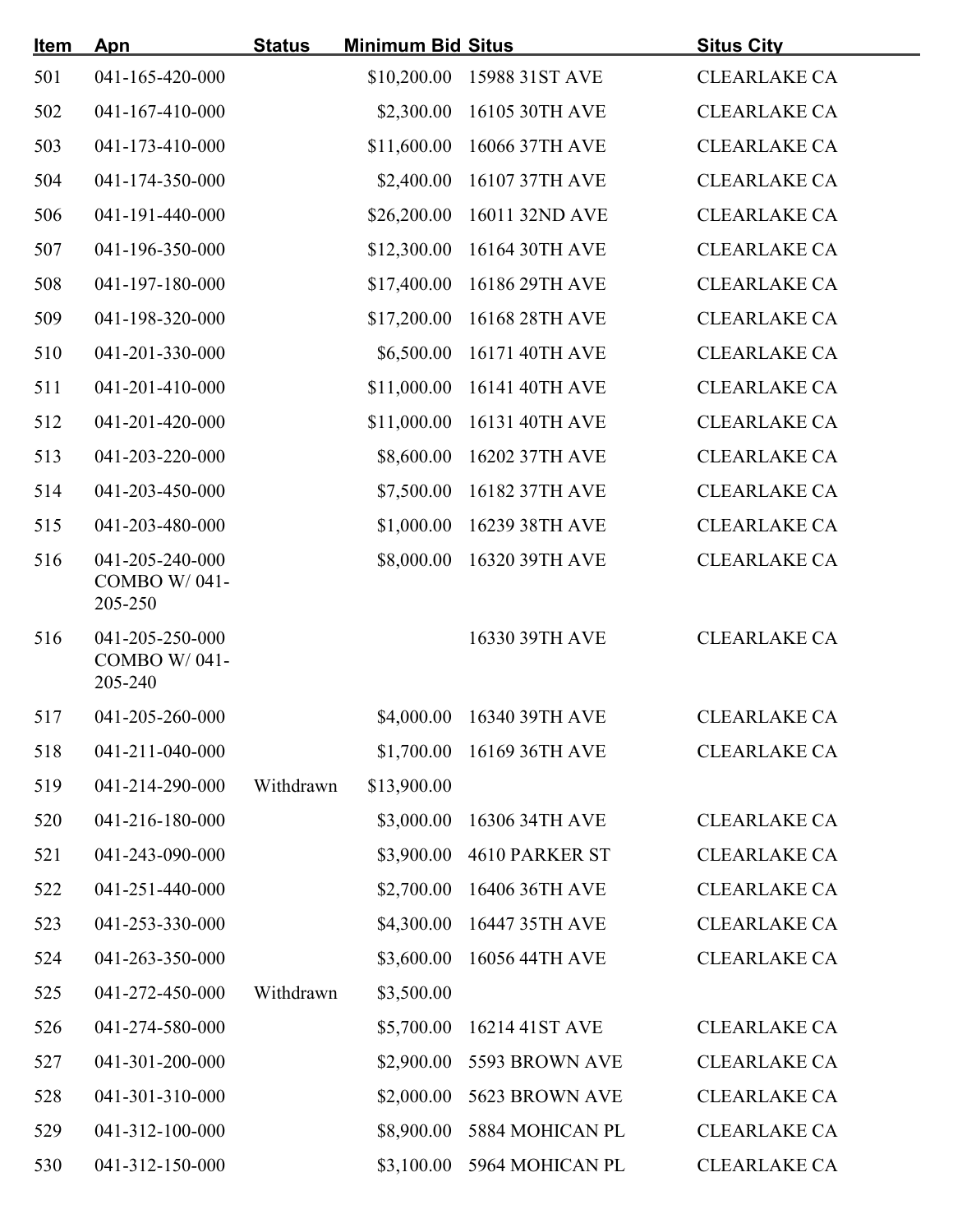| Item | Apn | Status | Minimum Bid | Situs | Situs City |
|---|---|---|---|---|---|
| 501 | 041-165-420-000 | | $10,200.00 | 15988 31ST AVE | CLEARLAKE CA |
| 502 | 041-167-410-000 | | $2,300.00 | 16105 30TH AVE | CLEARLAKE CA |
| 503 | 041-173-410-000 | | $11,600.00 | 16066 37TH AVE | CLEARLAKE CA |
| 504 | 041-174-350-000 | | $2,400.00 | 16107 37TH AVE | CLEARLAKE CA |
| 506 | 041-191-440-000 | | $26,200.00 | 16011 32ND AVE | CLEARLAKE CA |
| 507 | 041-196-350-000 | | $12,300.00 | 16164 30TH AVE | CLEARLAKE CA |
| 508 | 041-197-180-000 | | $17,400.00 | 16186 29TH AVE | CLEARLAKE CA |
| 509 | 041-198-320-000 | | $17,200.00 | 16168 28TH AVE | CLEARLAKE CA |
| 510 | 041-201-330-000 | | $6,500.00 | 16171 40TH AVE | CLEARLAKE CA |
| 511 | 041-201-410-000 | | $11,000.00 | 16141 40TH AVE | CLEARLAKE CA |
| 512 | 041-201-420-000 | | $11,000.00 | 16131 40TH AVE | CLEARLAKE CA |
| 513 | 041-203-220-000 | | $8,600.00 | 16202 37TH AVE | CLEARLAKE CA |
| 514 | 041-203-450-000 | | $7,500.00 | 16182 37TH AVE | CLEARLAKE CA |
| 515 | 041-203-480-000 | | $1,000.00 | 16239 38TH AVE | CLEARLAKE CA |
| 516 | 041-205-240-000 COMBO W/ 041-205-250 | | $8,000.00 | 16320 39TH AVE | CLEARLAKE CA |
| 516 | 041-205-250-000 COMBO W/ 041-205-240 | | | 16330 39TH AVE | CLEARLAKE CA |
| 517 | 041-205-260-000 | | $4,000.00 | 16340 39TH AVE | CLEARLAKE CA |
| 518 | 041-211-040-000 | | $1,700.00 | 16169 36TH AVE | CLEARLAKE CA |
| 519 | 041-214-290-000 | Withdrawn | $13,900.00 | | |
| 520 | 041-216-180-000 | | $3,000.00 | 16306 34TH AVE | CLEARLAKE CA |
| 521 | 041-243-090-000 | | $3,900.00 | 4610 PARKER ST | CLEARLAKE CA |
| 522 | 041-251-440-000 | | $2,700.00 | 16406 36TH AVE | CLEARLAKE CA |
| 523 | 041-253-330-000 | | $4,300.00 | 16447 35TH AVE | CLEARLAKE CA |
| 524 | 041-263-350-000 | | $3,600.00 | 16056 44TH AVE | CLEARLAKE CA |
| 525 | 041-272-450-000 | Withdrawn | $3,500.00 | | |
| 526 | 041-274-580-000 | | $5,700.00 | 16214 41ST AVE | CLEARLAKE CA |
| 527 | 041-301-200-000 | | $2,900.00 | 5593 BROWN AVE | CLEARLAKE CA |
| 528 | 041-301-310-000 | | $2,000.00 | 5623 BROWN AVE | CLEARLAKE CA |
| 529 | 041-312-100-000 | | $8,900.00 | 5884 MOHICAN PL | CLEARLAKE CA |
| 530 | 041-312-150-000 | | $3,100.00 | 5964 MOHICAN PL | CLEARLAKE CA |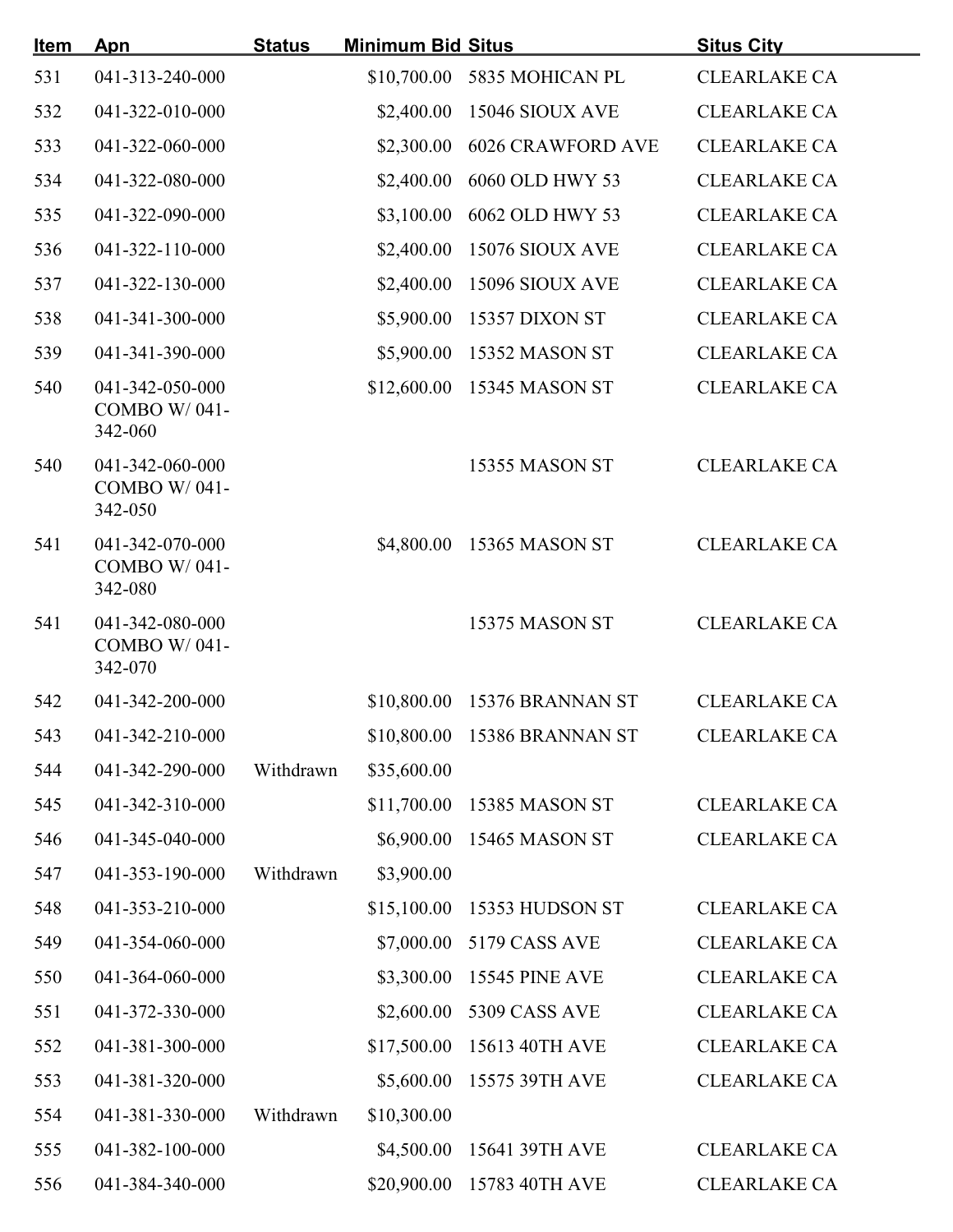| Item | Apn | Status | Minimum Bid | Situs | Situs City |
|---|---|---|---|---|---|
| 531 | 041-313-240-000 | | $10,700.00 | 5835 MOHICAN PL | CLEARLAKE CA |
| 532 | 041-322-010-000 | | $2,400.00 | 15046 SIOUX AVE | CLEARLAKE CA |
| 533 | 041-322-060-000 | | $2,300.00 | 6026 CRAWFORD AVE | CLEARLAKE CA |
| 534 | 041-322-080-000 | | $2,400.00 | 6060 OLD HWY 53 | CLEARLAKE CA |
| 535 | 041-322-090-000 | | $3,100.00 | 6062 OLD HWY 53 | CLEARLAKE CA |
| 536 | 041-322-110-000 | | $2,400.00 | 15076 SIOUX AVE | CLEARLAKE CA |
| 537 | 041-322-130-000 | | $2,400.00 | 15096 SIOUX AVE | CLEARLAKE CA |
| 538 | 041-341-300-000 | | $5,900.00 | 15357 DIXON ST | CLEARLAKE CA |
| 539 | 041-341-390-000 | | $5,900.00 | 15352 MASON ST | CLEARLAKE CA |
| 540 | 041-342-050-000 COMBO W/ 041-342-060 | | $12,600.00 | 15345 MASON ST | CLEARLAKE CA |
| 540 | 041-342-060-000 COMBO W/ 041-342-050 | | | 15355 MASON ST | CLEARLAKE CA |
| 541 | 041-342-070-000 COMBO W/ 041-342-080 | | $4,800.00 | 15365 MASON ST | CLEARLAKE CA |
| 541 | 041-342-080-000 COMBO W/ 041-342-070 | | | 15375 MASON ST | CLEARLAKE CA |
| 542 | 041-342-200-000 | | $10,800.00 | 15376 BRANNAN ST | CLEARLAKE CA |
| 543 | 041-342-210-000 | | $10,800.00 | 15386 BRANNAN ST | CLEARLAKE CA |
| 544 | 041-342-290-000 | Withdrawn | $35,600.00 | | |
| 545 | 041-342-310-000 | | $11,700.00 | 15385 MASON ST | CLEARLAKE CA |
| 546 | 041-345-040-000 | | $6,900.00 | 15465 MASON ST | CLEARLAKE CA |
| 547 | 041-353-190-000 | Withdrawn | $3,900.00 | | |
| 548 | 041-353-210-000 | | $15,100.00 | 15353 HUDSON ST | CLEARLAKE CA |
| 549 | 041-354-060-000 | | $7,000.00 | 5179 CASS AVE | CLEARLAKE CA |
| 550 | 041-364-060-000 | | $3,300.00 | 15545 PINE AVE | CLEARLAKE CA |
| 551 | 041-372-330-000 | | $2,600.00 | 5309 CASS AVE | CLEARLAKE CA |
| 552 | 041-381-300-000 | | $17,500.00 | 15613 40TH AVE | CLEARLAKE CA |
| 553 | 041-381-320-000 | | $5,600.00 | 15575 39TH AVE | CLEARLAKE CA |
| 554 | 041-381-330-000 | Withdrawn | $10,300.00 | | |
| 555 | 041-382-100-000 | | $4,500.00 | 15641 39TH AVE | CLEARLAKE CA |
| 556 | 041-384-340-000 | | $20,900.00 | 15783 40TH AVE | CLEARLAKE CA |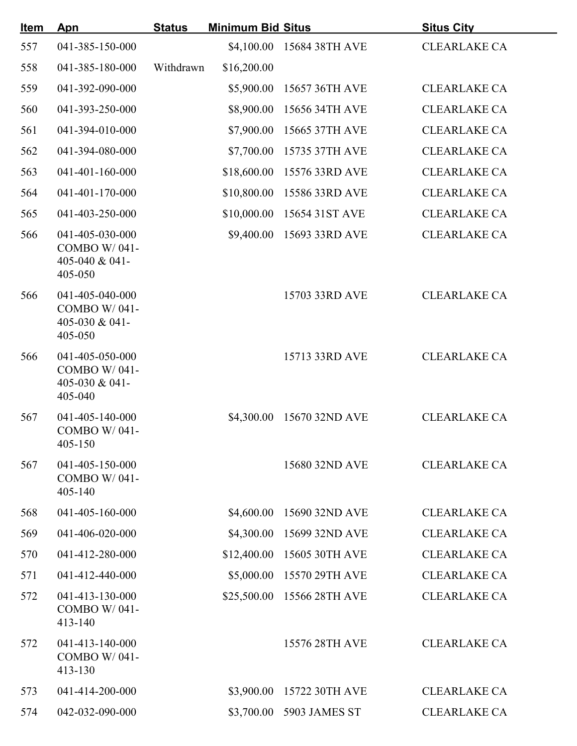| Item | Apn | Status | Minimum Bid | Situs | Situs City |
|---|---|---|---|---|---|
| 557 | 041-385-150-000 | | $4,100.00 | 15684 38TH AVE | CLEARLAKE CA |
| 558 | 041-385-180-000 | Withdrawn | $16,200.00 | | |
| 559 | 041-392-090-000 | | $5,900.00 | 15657 36TH AVE | CLEARLAKE CA |
| 560 | 041-393-250-000 | | $8,900.00 | 15656 34TH AVE | CLEARLAKE CA |
| 561 | 041-394-010-000 | | $7,900.00 | 15665 37TH AVE | CLEARLAKE CA |
| 562 | 041-394-080-000 | | $7,700.00 | 15735 37TH AVE | CLEARLAKE CA |
| 563 | 041-401-160-000 | | $18,600.00 | 15576 33RD AVE | CLEARLAKE CA |
| 564 | 041-401-170-000 | | $10,800.00 | 15586 33RD AVE | CLEARLAKE CA |
| 565 | 041-403-250-000 | | $10,000.00 | 15654 31ST AVE | CLEARLAKE CA |
| 566 | 041-405-030-000 COMBO W/ 041-405-040 & 041-405-050 | | $9,400.00 | 15693 33RD AVE | CLEARLAKE CA |
| 566 | 041-405-040-000 COMBO W/ 041-405-030 & 041-405-050 | | | 15703 33RD AVE | CLEARLAKE CA |
| 566 | 041-405-050-000 COMBO W/ 041-405-030 & 041-405-040 | | | 15713 33RD AVE | CLEARLAKE CA |
| 567 | 041-405-140-000 COMBO W/ 041-405-150 | | $4,300.00 | 15670 32ND AVE | CLEARLAKE CA |
| 567 | 041-405-150-000 COMBO W/ 041-405-140 | | | 15680 32ND AVE | CLEARLAKE CA |
| 568 | 041-405-160-000 | | $4,600.00 | 15690 32ND AVE | CLEARLAKE CA |
| 569 | 041-406-020-000 | | $4,300.00 | 15699 32ND AVE | CLEARLAKE CA |
| 570 | 041-412-280-000 | | $12,400.00 | 15605 30TH AVE | CLEARLAKE CA |
| 571 | 041-412-440-000 | | $5,000.00 | 15570 29TH AVE | CLEARLAKE CA |
| 572 | 041-413-130-000 COMBO W/ 041-413-140 | | $25,500.00 | 15566 28TH AVE | CLEARLAKE CA |
| 572 | 041-413-140-000 COMBO W/ 041-413-130 | | | 15576 28TH AVE | CLEARLAKE CA |
| 573 | 041-414-200-000 | | $3,900.00 | 15722 30TH AVE | CLEARLAKE CA |
| 574 | 042-032-090-000 | | $3,700.00 | 5903 JAMES ST | CLEARLAKE CA |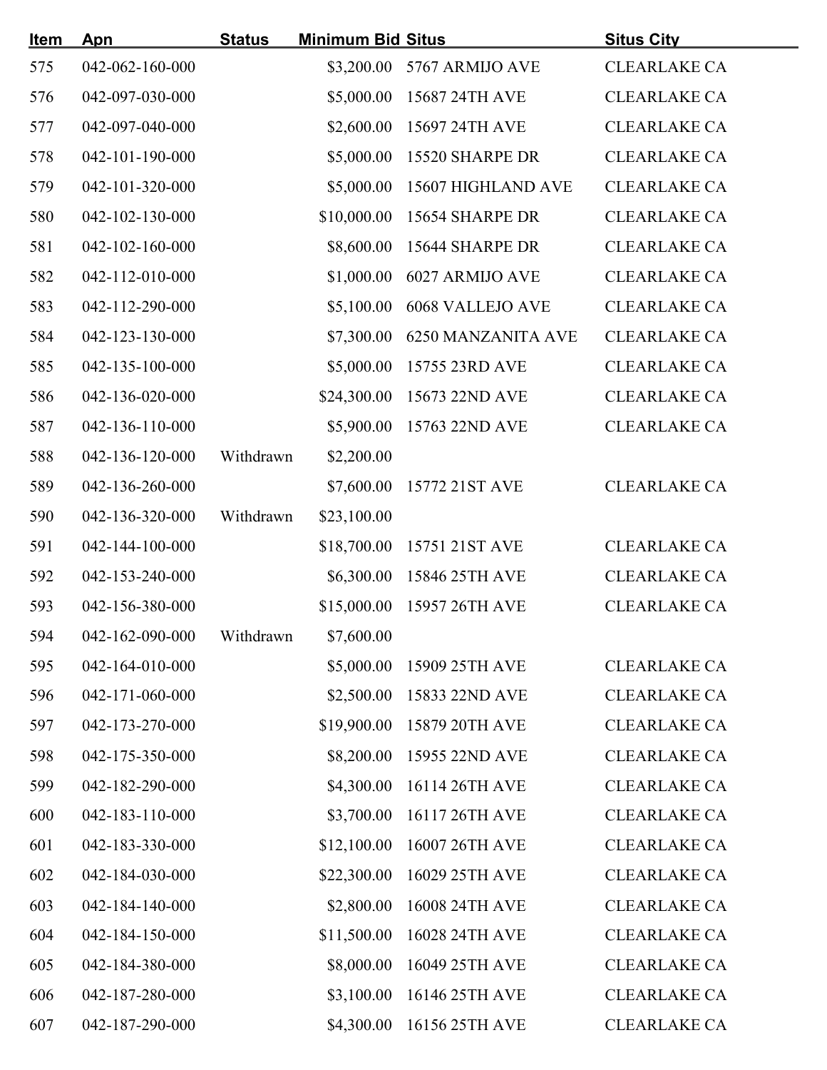| Item | Apn | Status | Minimum Bid | Situs | Situs City |
|---|---|---|---|---|---|
| 575 | 042-062-160-000 | | $3,200.00 | 5767 ARMIJO AVE | CLEARLAKE CA |
| 576 | 042-097-030-000 | | $5,000.00 | 15687 24TH AVE | CLEARLAKE CA |
| 577 | 042-097-040-000 | | $2,600.00 | 15697 24TH AVE | CLEARLAKE CA |
| 578 | 042-101-190-000 | | $5,000.00 | 15520 SHARPE DR | CLEARLAKE CA |
| 579 | 042-101-320-000 | | $5,000.00 | 15607 HIGHLAND AVE | CLEARLAKE CA |
| 580 | 042-102-130-000 | | $10,000.00 | 15654 SHARPE DR | CLEARLAKE CA |
| 581 | 042-102-160-000 | | $8,600.00 | 15644 SHARPE DR | CLEARLAKE CA |
| 582 | 042-112-010-000 | | $1,000.00 | 6027 ARMIJO AVE | CLEARLAKE CA |
| 583 | 042-112-290-000 | | $5,100.00 | 6068 VALLEJO AVE | CLEARLAKE CA |
| 584 | 042-123-130-000 | | $7,300.00 | 6250 MANZANITA AVE | CLEARLAKE CA |
| 585 | 042-135-100-000 | | $5,000.00 | 15755 23RD AVE | CLEARLAKE CA |
| 586 | 042-136-020-000 | | $24,300.00 | 15673 22ND AVE | CLEARLAKE CA |
| 587 | 042-136-110-000 | | $5,900.00 | 15763 22ND AVE | CLEARLAKE CA |
| 588 | 042-136-120-000 | Withdrawn | $2,200.00 | | |
| 589 | 042-136-260-000 | | $7,600.00 | 15772 21ST AVE | CLEARLAKE CA |
| 590 | 042-136-320-000 | Withdrawn | $23,100.00 | | |
| 591 | 042-144-100-000 | | $18,700.00 | 15751 21ST AVE | CLEARLAKE CA |
| 592 | 042-153-240-000 | | $6,300.00 | 15846 25TH AVE | CLEARLAKE CA |
| 593 | 042-156-380-000 | | $15,000.00 | 15957 26TH AVE | CLEARLAKE CA |
| 594 | 042-162-090-000 | Withdrawn | $7,600.00 | | |
| 595 | 042-164-010-000 | | $5,000.00 | 15909 25TH AVE | CLEARLAKE CA |
| 596 | 042-171-060-000 | | $2,500.00 | 15833 22ND AVE | CLEARLAKE CA |
| 597 | 042-173-270-000 | | $19,900.00 | 15879 20TH AVE | CLEARLAKE CA |
| 598 | 042-175-350-000 | | $8,200.00 | 15955 22ND AVE | CLEARLAKE CA |
| 599 | 042-182-290-000 | | $4,300.00 | 16114 26TH AVE | CLEARLAKE CA |
| 600 | 042-183-110-000 | | $3,700.00 | 16117 26TH AVE | CLEARLAKE CA |
| 601 | 042-183-330-000 | | $12,100.00 | 16007 26TH AVE | CLEARLAKE CA |
| 602 | 042-184-030-000 | | $22,300.00 | 16029 25TH AVE | CLEARLAKE CA |
| 603 | 042-184-140-000 | | $2,800.00 | 16008 24TH AVE | CLEARLAKE CA |
| 604 | 042-184-150-000 | | $11,500.00 | 16028 24TH AVE | CLEARLAKE CA |
| 605 | 042-184-380-000 | | $8,000.00 | 16049 25TH AVE | CLEARLAKE CA |
| 606 | 042-187-280-000 | | $3,100.00 | 16146 25TH AVE | CLEARLAKE CA |
| 607 | 042-187-290-000 | | $4,300.00 | 16156 25TH AVE | CLEARLAKE CA |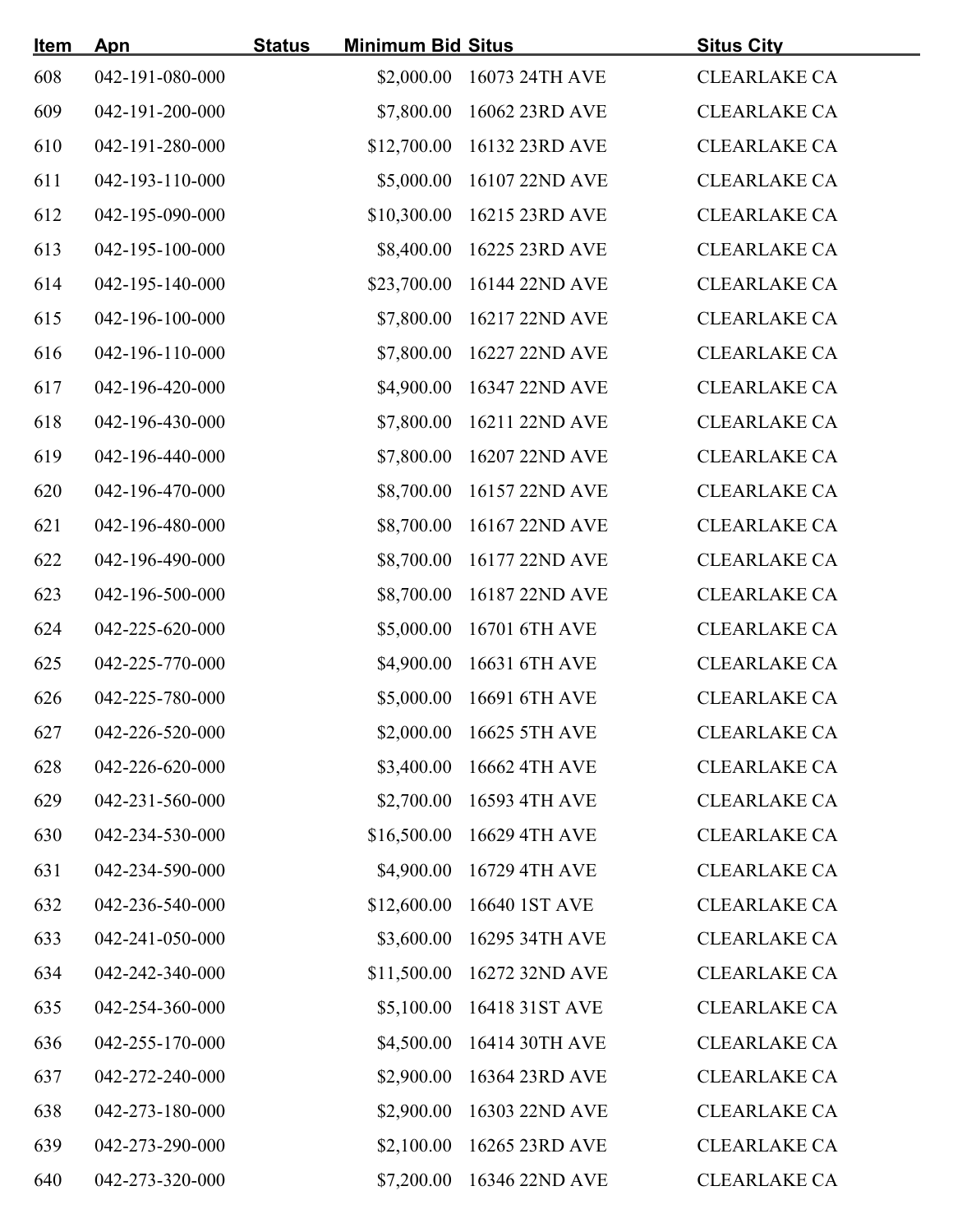| Item | Apn | Status | Minimum Bid | Situs | Situs City |
|---|---|---|---|---|---|
| 608 | 042-191-080-000 | | $2,000.00 | 16073 24TH AVE | CLEARLAKE CA |
| 609 | 042-191-200-000 | | $7,800.00 | 16062 23RD AVE | CLEARLAKE CA |
| 610 | 042-191-280-000 | | $12,700.00 | 16132 23RD AVE | CLEARLAKE CA |
| 611 | 042-193-110-000 | | $5,000.00 | 16107 22ND AVE | CLEARLAKE CA |
| 612 | 042-195-090-000 | | $10,300.00 | 16215 23RD AVE | CLEARLAKE CA |
| 613 | 042-195-100-000 | | $8,400.00 | 16225 23RD AVE | CLEARLAKE CA |
| 614 | 042-195-140-000 | | $23,700.00 | 16144 22ND AVE | CLEARLAKE CA |
| 615 | 042-196-100-000 | | $7,800.00 | 16217 22ND AVE | CLEARLAKE CA |
| 616 | 042-196-110-000 | | $7,800.00 | 16227 22ND AVE | CLEARLAKE CA |
| 617 | 042-196-420-000 | | $4,900.00 | 16347 22ND AVE | CLEARLAKE CA |
| 618 | 042-196-430-000 | | $7,800.00 | 16211 22ND AVE | CLEARLAKE CA |
| 619 | 042-196-440-000 | | $7,800.00 | 16207 22ND AVE | CLEARLAKE CA |
| 620 | 042-196-470-000 | | $8,700.00 | 16157 22ND AVE | CLEARLAKE CA |
| 621 | 042-196-480-000 | | $8,700.00 | 16167 22ND AVE | CLEARLAKE CA |
| 622 | 042-196-490-000 | | $8,700.00 | 16177 22ND AVE | CLEARLAKE CA |
| 623 | 042-196-500-000 | | $8,700.00 | 16187 22ND AVE | CLEARLAKE CA |
| 624 | 042-225-620-000 | | $5,000.00 | 16701 6TH AVE | CLEARLAKE CA |
| 625 | 042-225-770-000 | | $4,900.00 | 16631 6TH AVE | CLEARLAKE CA |
| 626 | 042-225-780-000 | | $5,000.00 | 16691 6TH AVE | CLEARLAKE CA |
| 627 | 042-226-520-000 | | $2,000.00 | 16625 5TH AVE | CLEARLAKE CA |
| 628 | 042-226-620-000 | | $3,400.00 | 16662 4TH AVE | CLEARLAKE CA |
| 629 | 042-231-560-000 | | $2,700.00 | 16593 4TH AVE | CLEARLAKE CA |
| 630 | 042-234-530-000 | | $16,500.00 | 16629 4TH AVE | CLEARLAKE CA |
| 631 | 042-234-590-000 | | $4,900.00 | 16729 4TH AVE | CLEARLAKE CA |
| 632 | 042-236-540-000 | | $12,600.00 | 16640 1ST AVE | CLEARLAKE CA |
| 633 | 042-241-050-000 | | $3,600.00 | 16295 34TH AVE | CLEARLAKE CA |
| 634 | 042-242-340-000 | | $11,500.00 | 16272 32ND AVE | CLEARLAKE CA |
| 635 | 042-254-360-000 | | $5,100.00 | 16418 31ST AVE | CLEARLAKE CA |
| 636 | 042-255-170-000 | | $4,500.00 | 16414 30TH AVE | CLEARLAKE CA |
| 637 | 042-272-240-000 | | $2,900.00 | 16364 23RD AVE | CLEARLAKE CA |
| 638 | 042-273-180-000 | | $2,900.00 | 16303 22ND AVE | CLEARLAKE CA |
| 639 | 042-273-290-000 | | $2,100.00 | 16265 23RD AVE | CLEARLAKE CA |
| 640 | 042-273-320-000 | | $7,200.00 | 16346 22ND AVE | CLEARLAKE CA |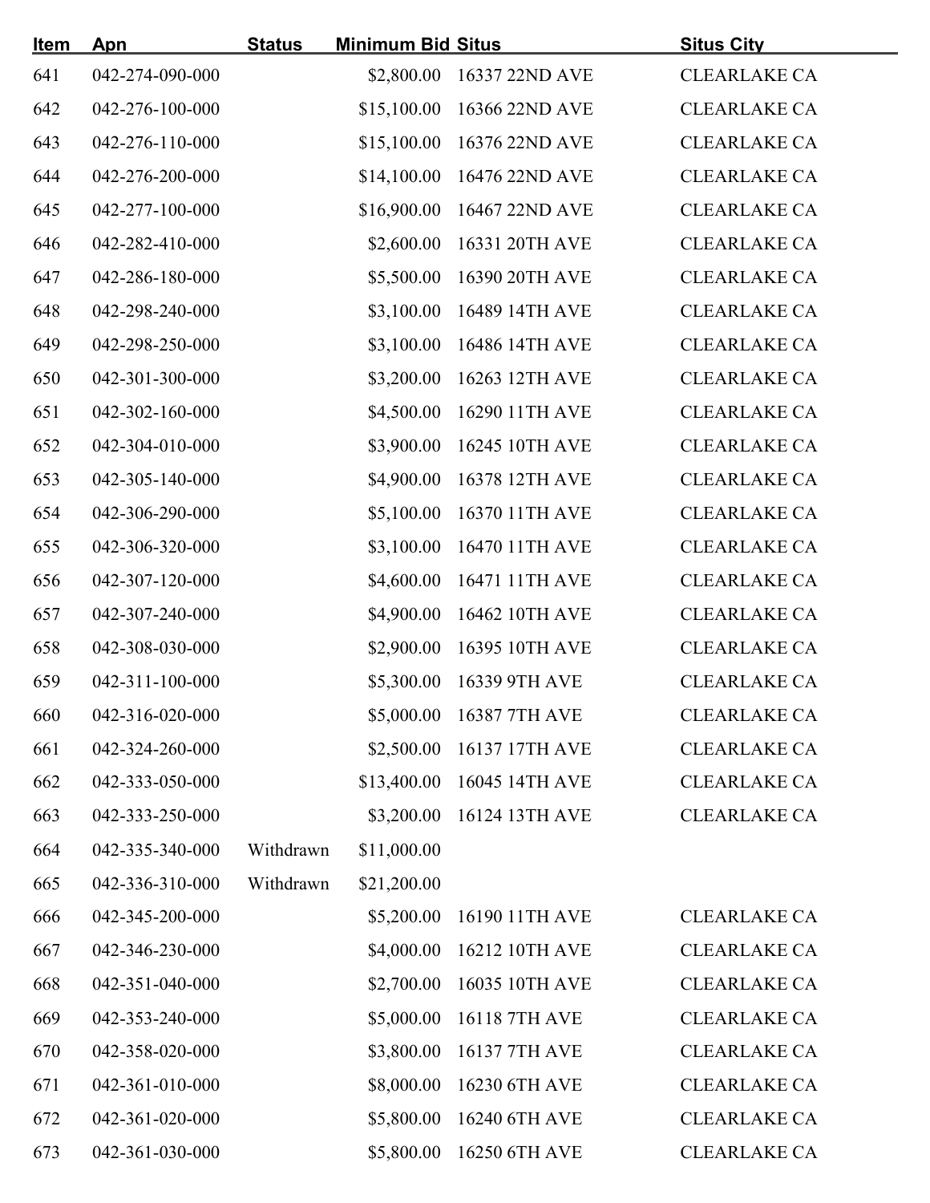| Item | Apn | Status | Minimum Bid | Situs | Situs City |
|---|---|---|---|---|---|
| 641 | 042-274-090-000 | | $2,800.00 | 16337 22ND AVE | CLEARLAKE CA |
| 642 | 042-276-100-000 | | $15,100.00 | 16366 22ND AVE | CLEARLAKE CA |
| 643 | 042-276-110-000 | | $15,100.00 | 16376 22ND AVE | CLEARLAKE CA |
| 644 | 042-276-200-000 | | $14,100.00 | 16476 22ND AVE | CLEARLAKE CA |
| 645 | 042-277-100-000 | | $16,900.00 | 16467 22ND AVE | CLEARLAKE CA |
| 646 | 042-282-410-000 | | $2,600.00 | 16331 20TH AVE | CLEARLAKE CA |
| 647 | 042-286-180-000 | | $5,500.00 | 16390 20TH AVE | CLEARLAKE CA |
| 648 | 042-298-240-000 | | $3,100.00 | 16489 14TH AVE | CLEARLAKE CA |
| 649 | 042-298-250-000 | | $3,100.00 | 16486 14TH AVE | CLEARLAKE CA |
| 650 | 042-301-300-000 | | $3,200.00 | 16263 12TH AVE | CLEARLAKE CA |
| 651 | 042-302-160-000 | | $4,500.00 | 16290 11TH AVE | CLEARLAKE CA |
| 652 | 042-304-010-000 | | $3,900.00 | 16245 10TH AVE | CLEARLAKE CA |
| 653 | 042-305-140-000 | | $4,900.00 | 16378 12TH AVE | CLEARLAKE CA |
| 654 | 042-306-290-000 | | $5,100.00 | 16370 11TH AVE | CLEARLAKE CA |
| 655 | 042-306-320-000 | | $3,100.00 | 16470 11TH AVE | CLEARLAKE CA |
| 656 | 042-307-120-000 | | $4,600.00 | 16471 11TH AVE | CLEARLAKE CA |
| 657 | 042-307-240-000 | | $4,900.00 | 16462 10TH AVE | CLEARLAKE CA |
| 658 | 042-308-030-000 | | $2,900.00 | 16395 10TH AVE | CLEARLAKE CA |
| 659 | 042-311-100-000 | | $5,300.00 | 16339 9TH AVE | CLEARLAKE CA |
| 660 | 042-316-020-000 | | $5,000.00 | 16387 7TH AVE | CLEARLAKE CA |
| 661 | 042-324-260-000 | | $2,500.00 | 16137 17TH AVE | CLEARLAKE CA |
| 662 | 042-333-050-000 | | $13,400.00 | 16045 14TH AVE | CLEARLAKE CA |
| 663 | 042-333-250-000 | | $3,200.00 | 16124 13TH AVE | CLEARLAKE CA |
| 664 | 042-335-340-000 | Withdrawn | $11,000.00 | | |
| 665 | 042-336-310-000 | Withdrawn | $21,200.00 | | |
| 666 | 042-345-200-000 | | $5,200.00 | 16190 11TH AVE | CLEARLAKE CA |
| 667 | 042-346-230-000 | | $4,000.00 | 16212 10TH AVE | CLEARLAKE CA |
| 668 | 042-351-040-000 | | $2,700.00 | 16035 10TH AVE | CLEARLAKE CA |
| 669 | 042-353-240-000 | | $5,000.00 | 16118 7TH AVE | CLEARLAKE CA |
| 670 | 042-358-020-000 | | $3,800.00 | 16137 7TH AVE | CLEARLAKE CA |
| 671 | 042-361-010-000 | | $8,000.00 | 16230 6TH AVE | CLEARLAKE CA |
| 672 | 042-361-020-000 | | $5,800.00 | 16240 6TH AVE | CLEARLAKE CA |
| 673 | 042-361-030-000 | | $5,800.00 | 16250 6TH AVE | CLEARLAKE CA |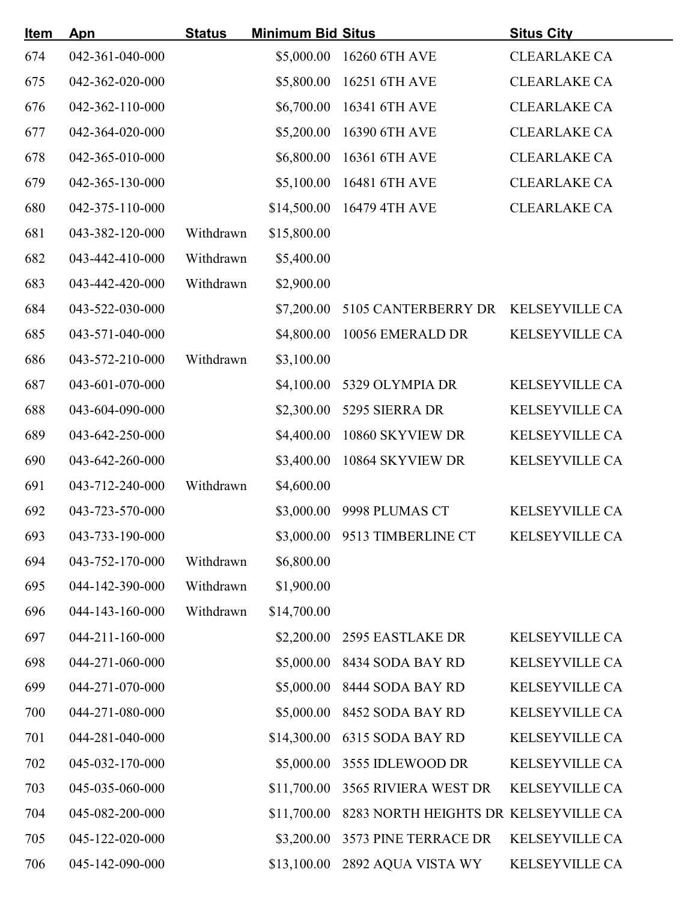| Item | Apn | Status | Minimum Bid | Situs | Situs City |
|---|---|---|---|---|---|
| 674 | 042-361-040-000 | | $5,000.00 | 16260 6TH AVE | CLEARLAKE CA |
| 675 | 042-362-020-000 | | $5,800.00 | 16251 6TH AVE | CLEARLAKE CA |
| 676 | 042-362-110-000 | | $6,700.00 | 16341 6TH AVE | CLEARLAKE CA |
| 677 | 042-364-020-000 | | $5,200.00 | 16390 6TH AVE | CLEARLAKE CA |
| 678 | 042-365-010-000 | | $6,800.00 | 16361 6TH AVE | CLEARLAKE CA |
| 679 | 042-365-130-000 | | $5,100.00 | 16481 6TH AVE | CLEARLAKE CA |
| 680 | 042-375-110-000 | | $14,500.00 | 16479 4TH AVE | CLEARLAKE CA |
| 681 | 043-382-120-000 | Withdrawn | $15,800.00 | | |
| 682 | 043-442-410-000 | Withdrawn | $5,400.00 | | |
| 683 | 043-442-420-000 | Withdrawn | $2,900.00 | | |
| 684 | 043-522-030-000 | | $7,200.00 | 5105 CANTERBERRY DR | KELSEYVILLE CA |
| 685 | 043-571-040-000 | | $4,800.00 | 10056 EMERALD DR | KELSEYVILLE CA |
| 686 | 043-572-210-000 | Withdrawn | $3,100.00 | | |
| 687 | 043-601-070-000 | | $4,100.00 | 5329 OLYMPIA DR | KELSEYVILLE CA |
| 688 | 043-604-090-000 | | $2,300.00 | 5295 SIERRA DR | KELSEYVILLE CA |
| 689 | 043-642-250-000 | | $4,400.00 | 10860 SKYVIEW DR | KELSEYVILLE CA |
| 690 | 043-642-260-000 | | $3,400.00 | 10864 SKYVIEW DR | KELSEYVILLE CA |
| 691 | 043-712-240-000 | Withdrawn | $4,600.00 | | |
| 692 | 043-723-570-000 | | $3,000.00 | 9998 PLUMAS CT | KELSEYVILLE CA |
| 693 | 043-733-190-000 | | $3,000.00 | 9513 TIMBERLINE CT | KELSEYVILLE CA |
| 694 | 043-752-170-000 | Withdrawn | $6,800.00 | | |
| 695 | 044-142-390-000 | Withdrawn | $1,900.00 | | |
| 696 | 044-143-160-000 | Withdrawn | $14,700.00 | | |
| 697 | 044-211-160-000 | | $2,200.00 | 2595 EASTLAKE DR | KELSEYVILLE CA |
| 698 | 044-271-060-000 | | $5,000.00 | 8434 SODA BAY RD | KELSEYVILLE CA |
| 699 | 044-271-070-000 | | $5,000.00 | 8444 SODA BAY RD | KELSEYVILLE CA |
| 700 | 044-271-080-000 | | $5,000.00 | 8452 SODA BAY RD | KELSEYVILLE CA |
| 701 | 044-281-040-000 | | $14,300.00 | 6315 SODA BAY RD | KELSEYVILLE CA |
| 702 | 045-032-170-000 | | $5,000.00 | 3555 IDLEWOOD DR | KELSEYVILLE CA |
| 703 | 045-035-060-000 | | $11,700.00 | 3565 RIVIERA WEST DR | KELSEYVILLE CA |
| 704 | 045-082-200-000 | | $11,700.00 | 8283 NORTH HEIGHTS DR | KELSEYVILLE CA |
| 705 | 045-122-020-000 | | $3,200.00 | 3573 PINE TERRACE DR | KELSEYVILLE CA |
| 706 | 045-142-090-000 | | $13,100.00 | 2892 AQUA VISTA WY | KELSEYVILLE CA |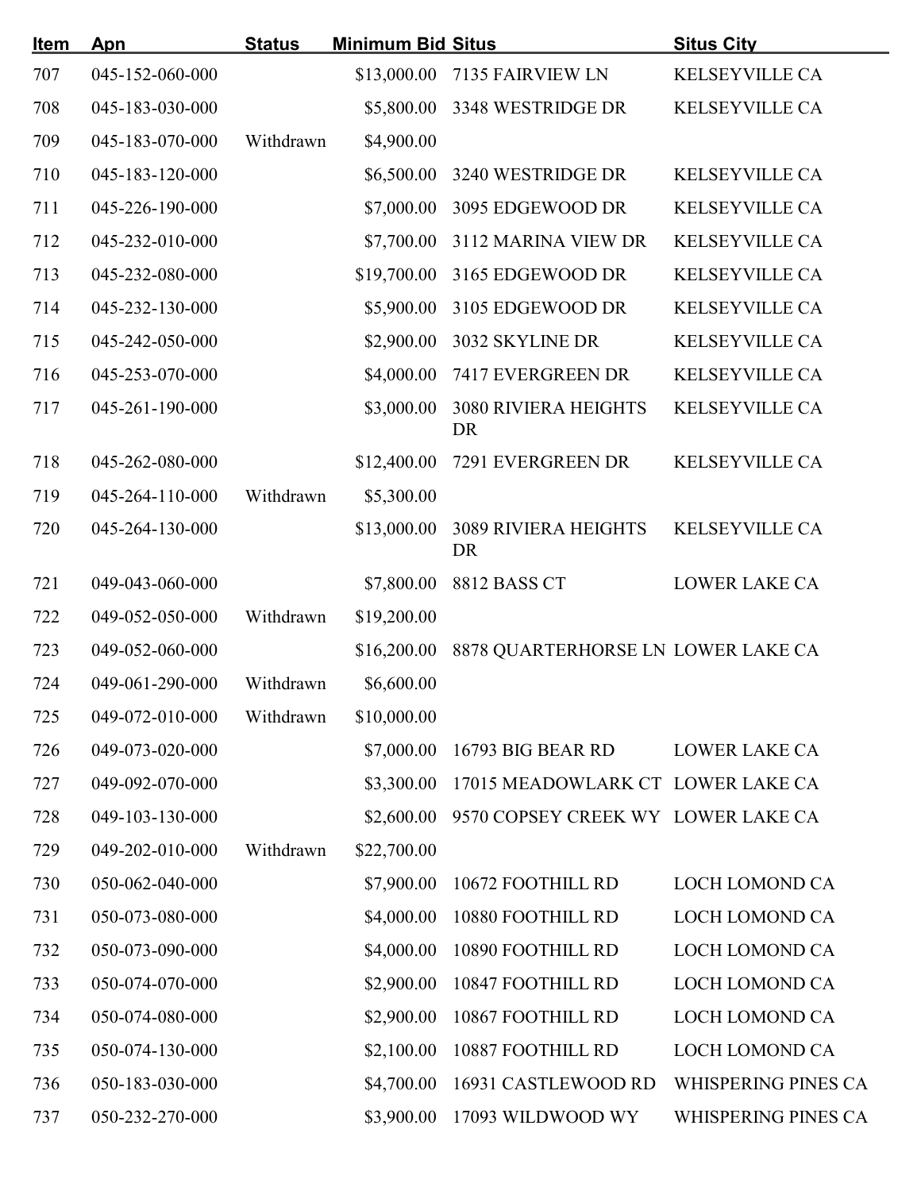| Item | Apn | Status | Minimum Bid | Situs | Situs City |
|---|---|---|---|---|---|
| 707 | 045-152-060-000 | | $13,000.00 | 7135 FAIRVIEW LN | KELSEYVILLE CA |
| 708 | 045-183-030-000 | | $5,800.00 | 3348 WESTRIDGE DR | KELSEYVILLE CA |
| 709 | 045-183-070-000 | Withdrawn | $4,900.00 | | |
| 710 | 045-183-120-000 | | $6,500.00 | 3240 WESTRIDGE DR | KELSEYVILLE CA |
| 711 | 045-226-190-000 | | $7,000.00 | 3095 EDGEWOOD DR | KELSEYVILLE CA |
| 712 | 045-232-010-000 | | $7,700.00 | 3112 MARINA VIEW DR | KELSEYVILLE CA |
| 713 | 045-232-080-000 | | $19,700.00 | 3165 EDGEWOOD DR | KELSEYVILLE CA |
| 714 | 045-232-130-000 | | $5,900.00 | 3105 EDGEWOOD DR | KELSEYVILLE CA |
| 715 | 045-242-050-000 | | $2,900.00 | 3032 SKYLINE DR | KELSEYVILLE CA |
| 716 | 045-253-070-000 | | $4,000.00 | 7417 EVERGREEN DR | KELSEYVILLE CA |
| 717 | 045-261-190-000 | | $3,000.00 | 3080 RIVIERA HEIGHTS DR | KELSEYVILLE CA |
| 718 | 045-262-080-000 | | $12,400.00 | 7291 EVERGREEN DR | KELSEYVILLE CA |
| 719 | 045-264-110-000 | Withdrawn | $5,300.00 | | |
| 720 | 045-264-130-000 | | $13,000.00 | 3089 RIVIERA HEIGHTS DR | KELSEYVILLE CA |
| 721 | 049-043-060-000 | | $7,800.00 | 8812 BASS CT | LOWER LAKE CA |
| 722 | 049-052-050-000 | Withdrawn | $19,200.00 | | |
| 723 | 049-052-060-000 | | $16,200.00 | 8878 QUARTERHORSE LN | LOWER LAKE CA |
| 724 | 049-061-290-000 | Withdrawn | $6,600.00 | | |
| 725 | 049-072-010-000 | Withdrawn | $10,000.00 | | |
| 726 | 049-073-020-000 | | $7,000.00 | 16793 BIG BEAR RD | LOWER LAKE CA |
| 727 | 049-092-070-000 | | $3,300.00 | 17015 MEADOWLARK CT | LOWER LAKE CA |
| 728 | 049-103-130-000 | | $2,600.00 | 9570 COPSEY CREEK WY | LOWER LAKE CA |
| 729 | 049-202-010-000 | Withdrawn | $22,700.00 | | |
| 730 | 050-062-040-000 | | $7,900.00 | 10672 FOOTHILL RD | LOCH LOMOND CA |
| 731 | 050-073-080-000 | | $4,000.00 | 10880 FOOTHILL RD | LOCH LOMOND CA |
| 732 | 050-073-090-000 | | $4,000.00 | 10890 FOOTHILL RD | LOCH LOMOND CA |
| 733 | 050-074-070-000 | | $2,900.00 | 10847 FOOTHILL RD | LOCH LOMOND CA |
| 734 | 050-074-080-000 | | $2,900.00 | 10867 FOOTHILL RD | LOCH LOMOND CA |
| 735 | 050-074-130-000 | | $2,100.00 | 10887 FOOTHILL RD | LOCH LOMOND CA |
| 736 | 050-183-030-000 | | $4,700.00 | 16931 CASTLEWOOD RD | WHISPERING PINES CA |
| 737 | 050-232-270-000 | | $3,900.00 | 17093 WILDWOOD WY | WHISPERING PINES CA |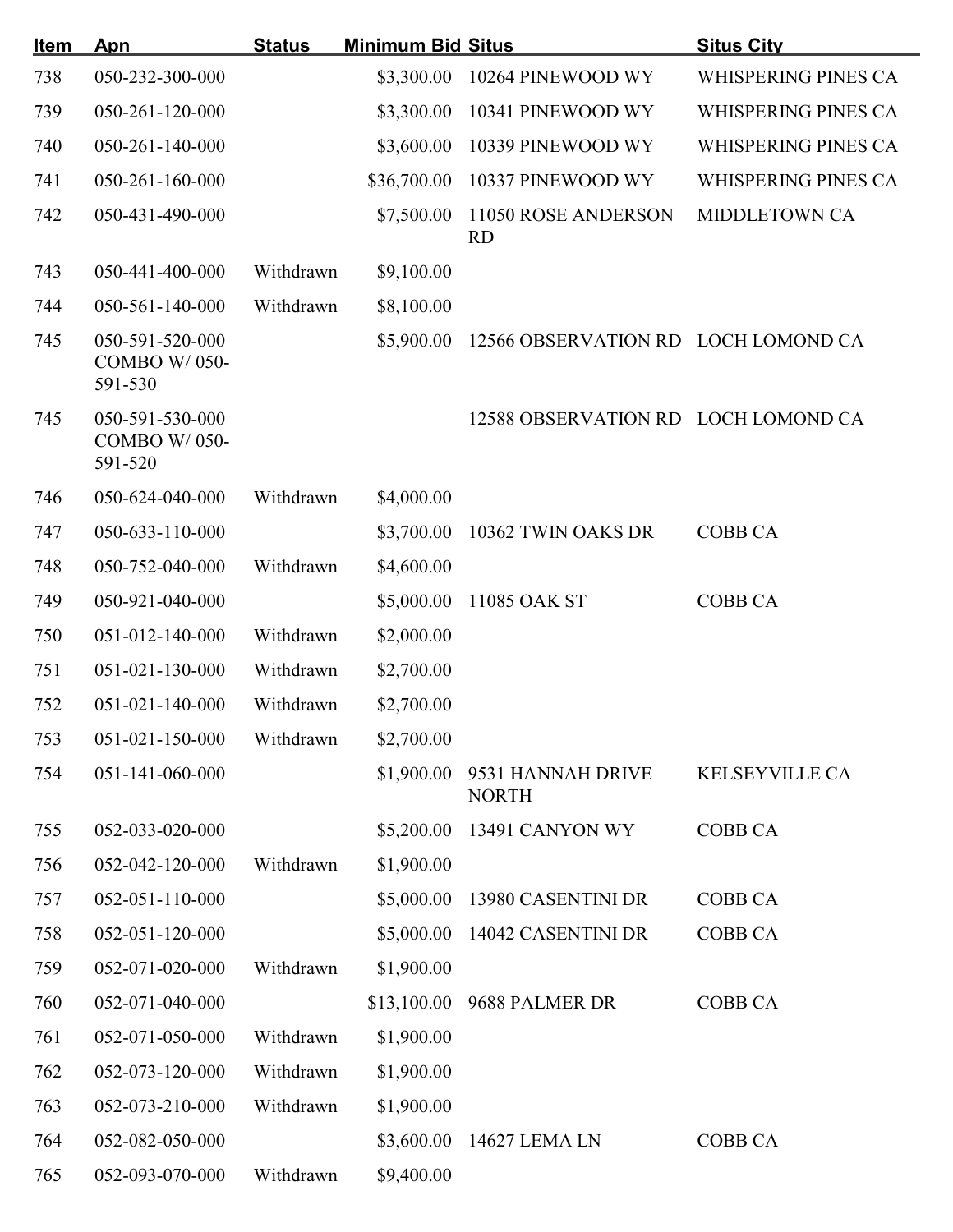| Item | Apn | Status | Minimum Bid | Situs | Situs City |
|---|---|---|---|---|---|
| 738 | 050-232-300-000 | | $3,300.00 | 10264 PINEWOOD WY | WHISPERING PINES CA |
| 739 | 050-261-120-000 | | $3,300.00 | 10341 PINEWOOD WY | WHISPERING PINES CA |
| 740 | 050-261-140-000 | | $3,600.00 | 10339 PINEWOOD WY | WHISPERING PINES CA |
| 741 | 050-261-160-000 | | $36,700.00 | 10337 PINEWOOD WY | WHISPERING PINES CA |
| 742 | 050-431-490-000 | | $7,500.00 | 11050 ROSE ANDERSON RD | MIDDLETOWN CA |
| 743 | 050-441-400-000 | Withdrawn | $9,100.00 | | |
| 744 | 050-561-140-000 | Withdrawn | $8,100.00 | | |
| 745 | 050-591-520-000 COMBO W/ 050-591-530 | | $5,900.00 | 12566 OBSERVATION RD | LOCH LOMOND CA |
| 745 | 050-591-530-000 COMBO W/ 050-591-520 | | | 12588 OBSERVATION RD | LOCH LOMOND CA |
| 746 | 050-624-040-000 | Withdrawn | $4,000.00 | | |
| 747 | 050-633-110-000 | | $3,700.00 | 10362 TWIN OAKS DR | COBB CA |
| 748 | 050-752-040-000 | Withdrawn | $4,600.00 | | |
| 749 | 050-921-040-000 | | $5,000.00 | 11085 OAK ST | COBB CA |
| 750 | 051-012-140-000 | Withdrawn | $2,000.00 | | |
| 751 | 051-021-130-000 | Withdrawn | $2,700.00 | | |
| 752 | 051-021-140-000 | Withdrawn | $2,700.00 | | |
| 753 | 051-021-150-000 | Withdrawn | $2,700.00 | | |
| 754 | 051-141-060-000 | | $1,900.00 | 9531 HANNAH DRIVE NORTH | KELSEYVILLE CA |
| 755 | 052-033-020-000 | | $5,200.00 | 13491 CANYON WY | COBB CA |
| 756 | 052-042-120-000 | Withdrawn | $1,900.00 | | |
| 757 | 052-051-110-000 | | $5,000.00 | 13980 CASENTINI DR | COBB CA |
| 758 | 052-051-120-000 | | $5,000.00 | 14042 CASENTINI DR | COBB CA |
| 759 | 052-071-020-000 | Withdrawn | $1,900.00 | | |
| 760 | 052-071-040-000 | | $13,100.00 | 9688 PALMER DR | COBB CA |
| 761 | 052-071-050-000 | Withdrawn | $1,900.00 | | |
| 762 | 052-073-120-000 | Withdrawn | $1,900.00 | | |
| 763 | 052-073-210-000 | Withdrawn | $1,900.00 | | |
| 764 | 052-082-050-000 | | $3,600.00 | 14627 LEMA LN | COBB CA |
| 765 | 052-093-070-000 | Withdrawn | $9,400.00 | | |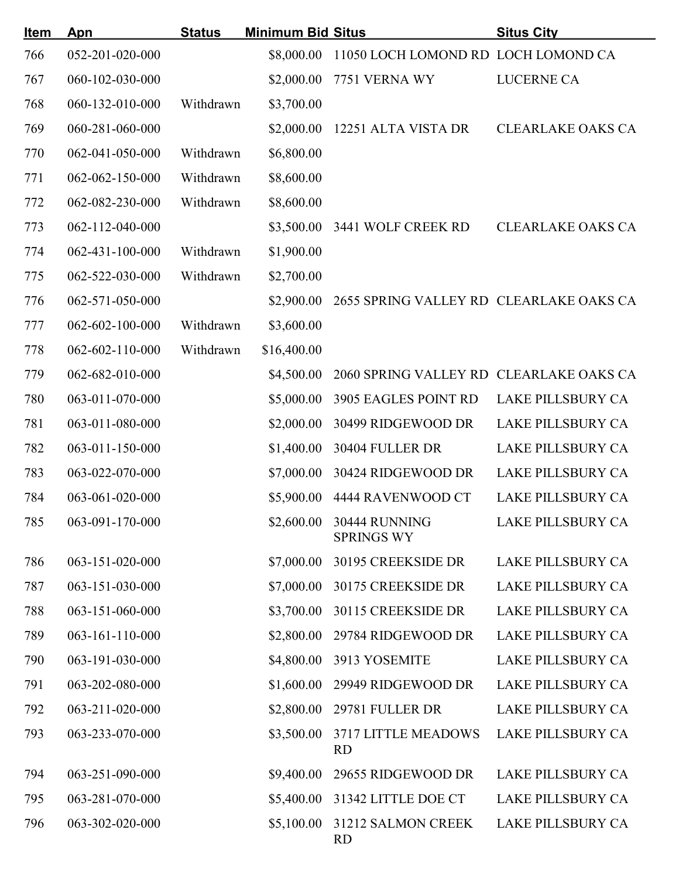| Item | Apn | Status | Minimum Bid | Situs | Situs City |
|---|---|---|---|---|---|
| 766 | 052-201-020-000 | | $8,000.00 | 11050 LOCH LOMOND RD | LOCH LOMOND CA |
| 767 | 060-102-030-000 | | $2,000.00 | 7751 VERNA WY | LUCERNE CA |
| 768 | 060-132-010-000 | Withdrawn | $3,700.00 | | |
| 769 | 060-281-060-000 | | $2,000.00 | 12251 ALTA VISTA DR | CLEARLAKE OAKS CA |
| 770 | 062-041-050-000 | Withdrawn | $6,800.00 | | |
| 771 | 062-062-150-000 | Withdrawn | $8,600.00 | | |
| 772 | 062-082-230-000 | Withdrawn | $8,600.00 | | |
| 773 | 062-112-040-000 | | $3,500.00 | 3441 WOLF CREEK RD | CLEARLAKE OAKS CA |
| 774 | 062-431-100-000 | Withdrawn | $1,900.00 | | |
| 775 | 062-522-030-000 | Withdrawn | $2,700.00 | | |
| 776 | 062-571-050-000 | | $2,900.00 | 2655 SPRING VALLEY RD | CLEARLAKE OAKS CA |
| 777 | 062-602-100-000 | Withdrawn | $3,600.00 | | |
| 778 | 062-602-110-000 | Withdrawn | $16,400.00 | | |
| 779 | 062-682-010-000 | | $4,500.00 | 2060 SPRING VALLEY RD | CLEARLAKE OAKS CA |
| 780 | 063-011-070-000 | | $5,000.00 | 3905 EAGLES POINT RD | LAKE PILLSBURY CA |
| 781 | 063-011-080-000 | | $2,000.00 | 30499 RIDGEWOOD DR | LAKE PILLSBURY CA |
| 782 | 063-011-150-000 | | $1,400.00 | 30404 FULLER DR | LAKE PILLSBURY CA |
| 783 | 063-022-070-000 | | $7,000.00 | 30424 RIDGEWOOD DR | LAKE PILLSBURY CA |
| 784 | 063-061-020-000 | | $5,900.00 | 4444 RAVENWOOD CT | LAKE PILLSBURY CA |
| 785 | 063-091-170-000 | | $2,600.00 | 30444 RUNNING SPRINGS WY | LAKE PILLSBURY CA |
| 786 | 063-151-020-000 | | $7,000.00 | 30195 CREEKSIDE DR | LAKE PILLSBURY CA |
| 787 | 063-151-030-000 | | $7,000.00 | 30175 CREEKSIDE DR | LAKE PILLSBURY CA |
| 788 | 063-151-060-000 | | $3,700.00 | 30115 CREEKSIDE DR | LAKE PILLSBURY CA |
| 789 | 063-161-110-000 | | $2,800.00 | 29784 RIDGEWOOD DR | LAKE PILLSBURY CA |
| 790 | 063-191-030-000 | | $4,800.00 | 3913 YOSEMITE | LAKE PILLSBURY CA |
| 791 | 063-202-080-000 | | $1,600.00 | 29949 RIDGEWOOD DR | LAKE PILLSBURY CA |
| 792 | 063-211-020-000 | | $2,800.00 | 29781 FULLER DR | LAKE PILLSBURY CA |
| 793 | 063-233-070-000 | | $3,500.00 | 3717 LITTLE MEADOWS RD | LAKE PILLSBURY CA |
| 794 | 063-251-090-000 | | $9,400.00 | 29655 RIDGEWOOD DR | LAKE PILLSBURY CA |
| 795 | 063-281-070-000 | | $5,400.00 | 31342 LITTLE DOE CT | LAKE PILLSBURY CA |
| 796 | 063-302-020-000 | | $5,100.00 | 31212 SALMON CREEK RD | LAKE PILLSBURY CA |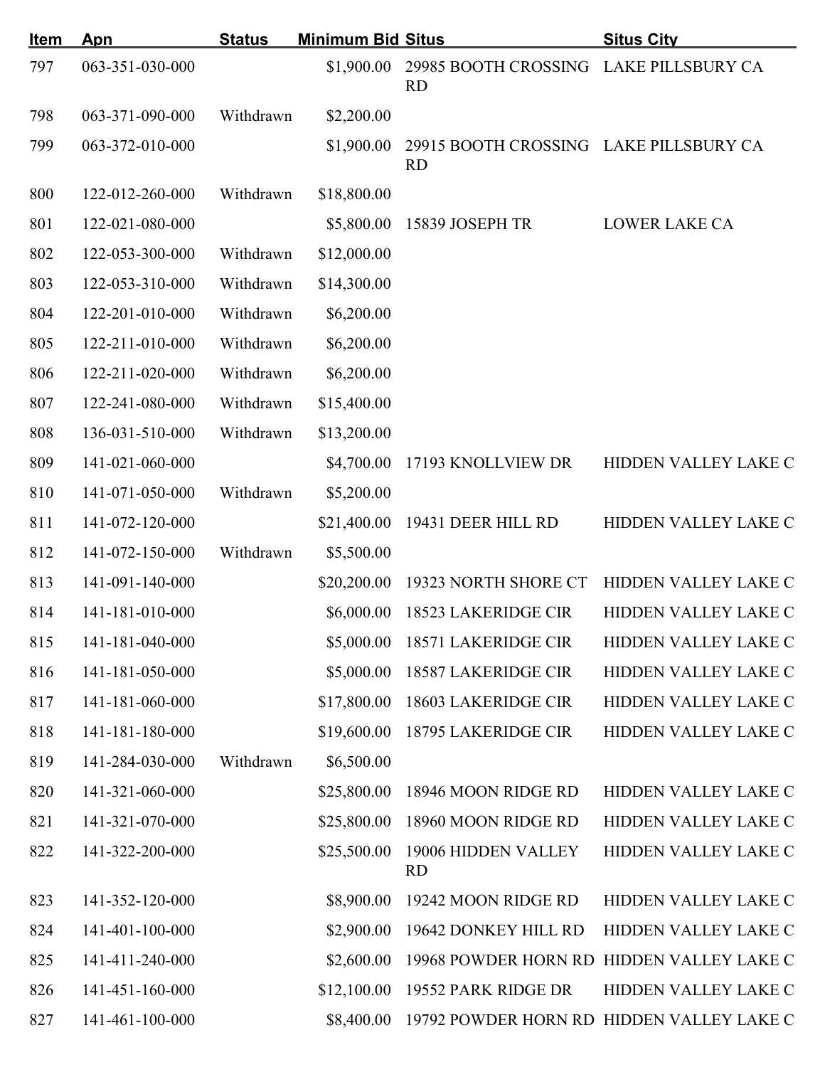| Item | Apn | Status | Minimum Bid | Situs | Situs City |
|---|---|---|---|---|---|
| 797 | 063-351-030-000 | | $1,900.00 | 29985 BOOTH CROSSING RD | LAKE PILLSBURY CA |
| 798 | 063-371-090-000 | Withdrawn | $2,200.00 | | |
| 799 | 063-372-010-000 | | $1,900.00 | 29915 BOOTH CROSSING RD | LAKE PILLSBURY CA |
| 800 | 122-012-260-000 | Withdrawn | $18,800.00 | | |
| 801 | 122-021-080-000 | | $5,800.00 | 15839 JOSEPH TR | LOWER LAKE CA |
| 802 | 122-053-300-000 | Withdrawn | $12,000.00 | | |
| 803 | 122-053-310-000 | Withdrawn | $14,300.00 | | |
| 804 | 122-201-010-000 | Withdrawn | $6,200.00 | | |
| 805 | 122-211-010-000 | Withdrawn | $6,200.00 | | |
| 806 | 122-211-020-000 | Withdrawn | $6,200.00 | | |
| 807 | 122-241-080-000 | Withdrawn | $15,400.00 | | |
| 808 | 136-031-510-000 | Withdrawn | $13,200.00 | | |
| 809 | 141-021-060-000 | | $4,700.00 | 17193 KNOLLVIEW DR | HIDDEN VALLEY LAKE C |
| 810 | 141-071-050-000 | Withdrawn | $5,200.00 | | |
| 811 | 141-072-120-000 | | $21,400.00 | 19431 DEER HILL RD | HIDDEN VALLEY LAKE C |
| 812 | 141-072-150-000 | Withdrawn | $5,500.00 | | |
| 813 | 141-091-140-000 | | $20,200.00 | 19323 NORTH SHORE CT | HIDDEN VALLEY LAKE C |
| 814 | 141-181-010-000 | | $6,000.00 | 18523 LAKERIDGE CIR | HIDDEN VALLEY LAKE C |
| 815 | 141-181-040-000 | | $5,000.00 | 18571 LAKERIDGE CIR | HIDDEN VALLEY LAKE C |
| 816 | 141-181-050-000 | | $5,000.00 | 18587 LAKERIDGE CIR | HIDDEN VALLEY LAKE C |
| 817 | 141-181-060-000 | | $17,800.00 | 18603 LAKERIDGE CIR | HIDDEN VALLEY LAKE C |
| 818 | 141-181-180-000 | | $19,600.00 | 18795 LAKERIDGE CIR | HIDDEN VALLEY LAKE C |
| 819 | 141-284-030-000 | Withdrawn | $6,500.00 | | |
| 820 | 141-321-060-000 | | $25,800.00 | 18946 MOON RIDGE RD | HIDDEN VALLEY LAKE C |
| 821 | 141-321-070-000 | | $25,800.00 | 18960 MOON RIDGE RD | HIDDEN VALLEY LAKE C |
| 822 | 141-322-200-000 | | $25,500.00 | 19006 HIDDEN VALLEY RD | HIDDEN VALLEY LAKE C |
| 823 | 141-352-120-000 | | $8,900.00 | 19242 MOON RIDGE RD | HIDDEN VALLEY LAKE C |
| 824 | 141-401-100-000 | | $2,900.00 | 19642 DONKEY HILL RD | HIDDEN VALLEY LAKE C |
| 825 | 141-411-240-000 | | $2,600.00 | 19968 POWDER HORN RD | HIDDEN VALLEY LAKE C |
| 826 | 141-451-160-000 | | $12,100.00 | 19552 PARK RIDGE DR | HIDDEN VALLEY LAKE C |
| 827 | 141-461-100-000 | | $8,400.00 | 19792 POWDER HORN RD | HIDDEN VALLEY LAKE C |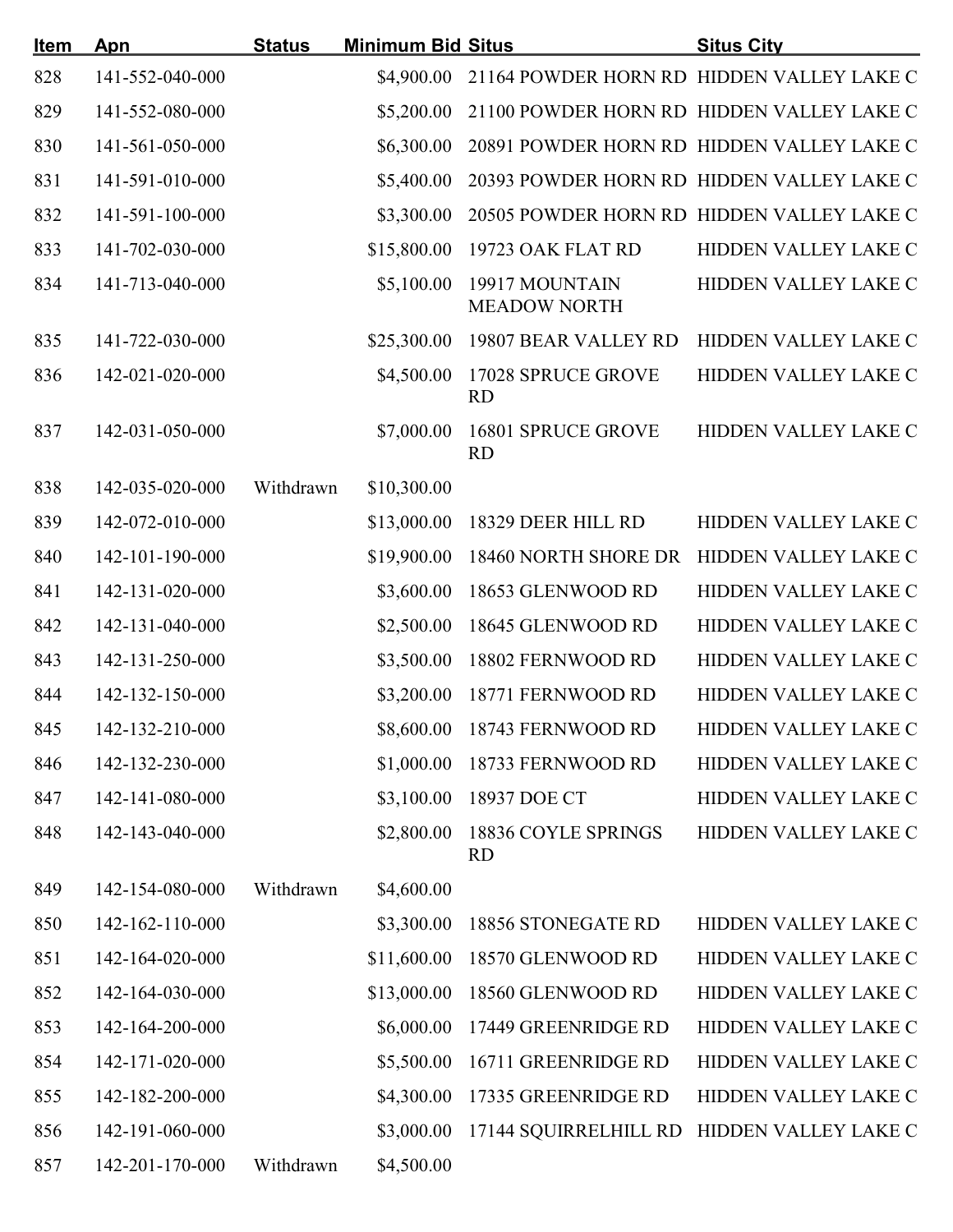| Item | Apn | Status | Minimum Bid | Situs | Situs City |
|---|---|---|---|---|---|
| 828 | 141-552-040-000 | | $4,900.00 | 21164 POWDER HORN RD | HIDDEN VALLEY LAKE C |
| 829 | 141-552-080-000 | | $5,200.00 | 21100 POWDER HORN RD | HIDDEN VALLEY LAKE C |
| 830 | 141-561-050-000 | | $6,300.00 | 20891 POWDER HORN RD | HIDDEN VALLEY LAKE C |
| 831 | 141-591-010-000 | | $5,400.00 | 20393 POWDER HORN RD | HIDDEN VALLEY LAKE C |
| 832 | 141-591-100-000 | | $3,300.00 | 20505 POWDER HORN RD | HIDDEN VALLEY LAKE C |
| 833 | 141-702-030-000 | | $15,800.00 | 19723 OAK FLAT RD | HIDDEN VALLEY LAKE C |
| 834 | 141-713-040-000 | | $5,100.00 | 19917 MOUNTAIN MEADOW NORTH | HIDDEN VALLEY LAKE C |
| 835 | 141-722-030-000 | | $25,300.00 | 19807 BEAR VALLEY RD | HIDDEN VALLEY LAKE C |
| 836 | 142-021-020-000 | | $4,500.00 | 17028 SPRUCE GROVE RD | HIDDEN VALLEY LAKE C |
| 837 | 142-031-050-000 | | $7,000.00 | 16801 SPRUCE GROVE RD | HIDDEN VALLEY LAKE C |
| 838 | 142-035-020-000 | Withdrawn | $10,300.00 | | |
| 839 | 142-072-010-000 | | $13,000.00 | 18329 DEER HILL RD | HIDDEN VALLEY LAKE C |
| 840 | 142-101-190-000 | | $19,900.00 | 18460 NORTH SHORE DR | HIDDEN VALLEY LAKE C |
| 841 | 142-131-020-000 | | $3,600.00 | 18653 GLENWOOD RD | HIDDEN VALLEY LAKE C |
| 842 | 142-131-040-000 | | $2,500.00 | 18645 GLENWOOD RD | HIDDEN VALLEY LAKE C |
| 843 | 142-131-250-000 | | $3,500.00 | 18802 FERNWOOD RD | HIDDEN VALLEY LAKE C |
| 844 | 142-132-150-000 | | $3,200.00 | 18771 FERNWOOD RD | HIDDEN VALLEY LAKE C |
| 845 | 142-132-210-000 | | $8,600.00 | 18743 FERNWOOD RD | HIDDEN VALLEY LAKE C |
| 846 | 142-132-230-000 | | $1,000.00 | 18733 FERNWOOD RD | HIDDEN VALLEY LAKE C |
| 847 | 142-141-080-000 | | $3,100.00 | 18937 DOE CT | HIDDEN VALLEY LAKE C |
| 848 | 142-143-040-000 | | $2,800.00 | 18836 COYLE SPRINGS RD | HIDDEN VALLEY LAKE C |
| 849 | 142-154-080-000 | Withdrawn | $4,600.00 | | |
| 850 | 142-162-110-000 | | $3,300.00 | 18856 STONEGATE RD | HIDDEN VALLEY LAKE C |
| 851 | 142-164-020-000 | | $11,600.00 | 18570 GLENWOOD RD | HIDDEN VALLEY LAKE C |
| 852 | 142-164-030-000 | | $13,000.00 | 18560 GLENWOOD RD | HIDDEN VALLEY LAKE C |
| 853 | 142-164-200-000 | | $6,000.00 | 17449 GREENRIDGE RD | HIDDEN VALLEY LAKE C |
| 854 | 142-171-020-000 | | $5,500.00 | 16711 GREENRIDGE RD | HIDDEN VALLEY LAKE C |
| 855 | 142-182-200-000 | | $4,300.00 | 17335 GREENRIDGE RD | HIDDEN VALLEY LAKE C |
| 856 | 142-191-060-000 | | $3,000.00 | 17144 SQUIRRELHILL RD | HIDDEN VALLEY LAKE C |
| 857 | 142-201-170-000 | Withdrawn | $4,500.00 | | |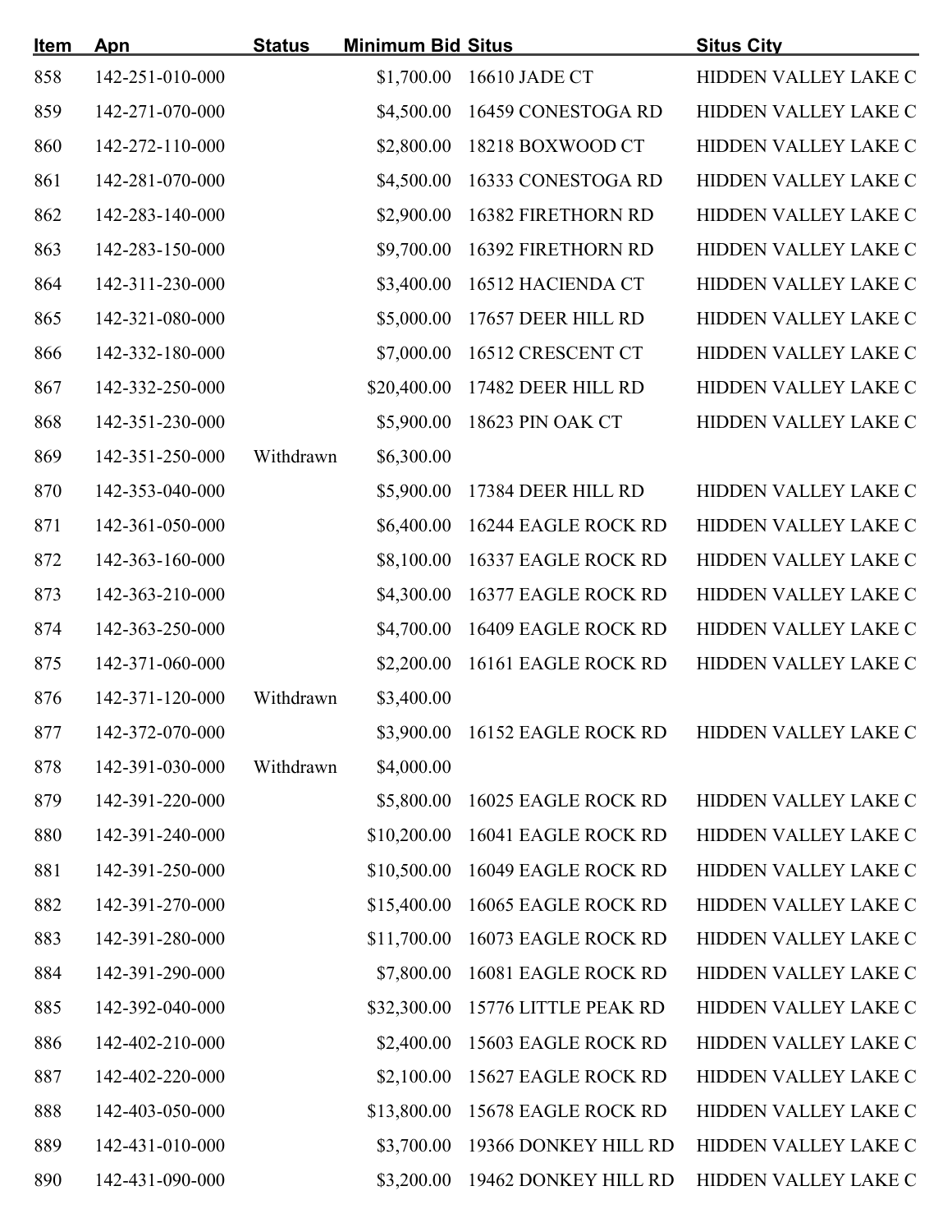| Item | Apn | Status | Minimum Bid | Situs | Situs City |
|---|---|---|---|---|---|
| 858 | 142-251-010-000 | | $1,700.00 | 16610 JADE CT | HIDDEN VALLEY LAKE C |
| 859 | 142-271-070-000 | | $4,500.00 | 16459 CONESTOGA RD | HIDDEN VALLEY LAKE C |
| 860 | 142-272-110-000 | | $2,800.00 | 18218 BOXWOOD CT | HIDDEN VALLEY LAKE C |
| 861 | 142-281-070-000 | | $4,500.00 | 16333 CONESTOGA RD | HIDDEN VALLEY LAKE C |
| 862 | 142-283-140-000 | | $2,900.00 | 16382 FIRETHORN RD | HIDDEN VALLEY LAKE C |
| 863 | 142-283-150-000 | | $9,700.00 | 16392 FIRETHORN RD | HIDDEN VALLEY LAKE C |
| 864 | 142-311-230-000 | | $3,400.00 | 16512 HACIENDA CT | HIDDEN VALLEY LAKE C |
| 865 | 142-321-080-000 | | $5,000.00 | 17657 DEER HILL RD | HIDDEN VALLEY LAKE C |
| 866 | 142-332-180-000 | | $7,000.00 | 16512 CRESCENT CT | HIDDEN VALLEY LAKE C |
| 867 | 142-332-250-000 | | $20,400.00 | 17482 DEER HILL RD | HIDDEN VALLEY LAKE C |
| 868 | 142-351-230-000 | | $5,900.00 | 18623 PIN OAK CT | HIDDEN VALLEY LAKE C |
| 869 | 142-351-250-000 | Withdrawn | $6,300.00 | | |
| 870 | 142-353-040-000 | | $5,900.00 | 17384 DEER HILL RD | HIDDEN VALLEY LAKE C |
| 871 | 142-361-050-000 | | $6,400.00 | 16244 EAGLE ROCK RD | HIDDEN VALLEY LAKE C |
| 872 | 142-363-160-000 | | $8,100.00 | 16337 EAGLE ROCK RD | HIDDEN VALLEY LAKE C |
| 873 | 142-363-210-000 | | $4,300.00 | 16377 EAGLE ROCK RD | HIDDEN VALLEY LAKE C |
| 874 | 142-363-250-000 | | $4,700.00 | 16409 EAGLE ROCK RD | HIDDEN VALLEY LAKE C |
| 875 | 142-371-060-000 | | $2,200.00 | 16161 EAGLE ROCK RD | HIDDEN VALLEY LAKE C |
| 876 | 142-371-120-000 | Withdrawn | $3,400.00 | | |
| 877 | 142-372-070-000 | | $3,900.00 | 16152 EAGLE ROCK RD | HIDDEN VALLEY LAKE C |
| 878 | 142-391-030-000 | Withdrawn | $4,000.00 | | |
| 879 | 142-391-220-000 | | $5,800.00 | 16025 EAGLE ROCK RD | HIDDEN VALLEY LAKE C |
| 880 | 142-391-240-000 | | $10,200.00 | 16041 EAGLE ROCK RD | HIDDEN VALLEY LAKE C |
| 881 | 142-391-250-000 | | $10,500.00 | 16049 EAGLE ROCK RD | HIDDEN VALLEY LAKE C |
| 882 | 142-391-270-000 | | $15,400.00 | 16065 EAGLE ROCK RD | HIDDEN VALLEY LAKE C |
| 883 | 142-391-280-000 | | $11,700.00 | 16073 EAGLE ROCK RD | HIDDEN VALLEY LAKE C |
| 884 | 142-391-290-000 | | $7,800.00 | 16081 EAGLE ROCK RD | HIDDEN VALLEY LAKE C |
| 885 | 142-392-040-000 | | $32,300.00 | 15776 LITTLE PEAK RD | HIDDEN VALLEY LAKE C |
| 886 | 142-402-210-000 | | $2,400.00 | 15603 EAGLE ROCK RD | HIDDEN VALLEY LAKE C |
| 887 | 142-402-220-000 | | $2,100.00 | 15627 EAGLE ROCK RD | HIDDEN VALLEY LAKE C |
| 888 | 142-403-050-000 | | $13,800.00 | 15678 EAGLE ROCK RD | HIDDEN VALLEY LAKE C |
| 889 | 142-431-010-000 | | $3,700.00 | 19366 DONKEY HILL RD | HIDDEN VALLEY LAKE C |
| 890 | 142-431-090-000 | | $3,200.00 | 19462 DONKEY HILL RD | HIDDEN VALLEY LAKE C |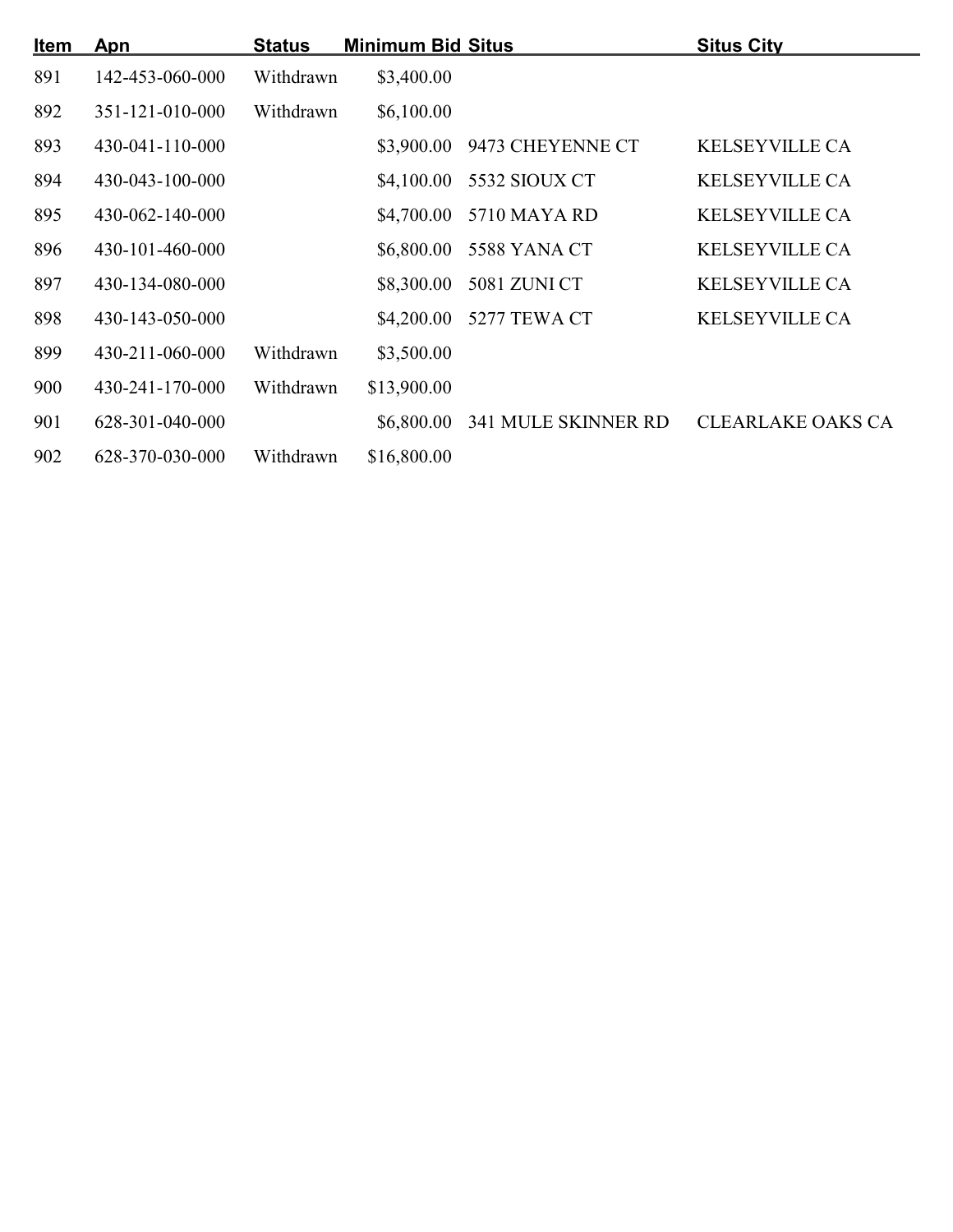| Item | Apn | Status | Minimum Bid | Situs | Situs City |
|---|---|---|---|---|---|
| 891 | 142-453-060-000 | Withdrawn | $3,400.00 | | |
| 892 | 351-121-010-000 | Withdrawn | $6,100.00 | | |
| 893 | 430-041-110-000 | | $3,900.00 | 9473 CHEYENNE CT | KELSEYVILLE CA |
| 894 | 430-043-100-000 | | $4,100.00 | 5532 SIOUX CT | KELSEYVILLE CA |
| 895 | 430-062-140-000 | | $4,700.00 | 5710 MAYA RD | KELSEYVILLE CA |
| 896 | 430-101-460-000 | | $6,800.00 | 5588 YANA CT | KELSEYVILLE CA |
| 897 | 430-134-080-000 | | $8,300.00 | 5081 ZUNI CT | KELSEYVILLE CA |
| 898 | 430-143-050-000 | | $4,200.00 | 5277 TEWA CT | KELSEYVILLE CA |
| 899 | 430-211-060-000 | Withdrawn | $3,500.00 | | |
| 900 | 430-241-170-000 | Withdrawn | $13,900.00 | | |
| 901 | 628-301-040-000 | | $6,800.00 | 341 MULE SKINNER RD | CLEARLAKE OAKS CA |
| 902 | 628-370-030-000 | Withdrawn | $16,800.00 | | |